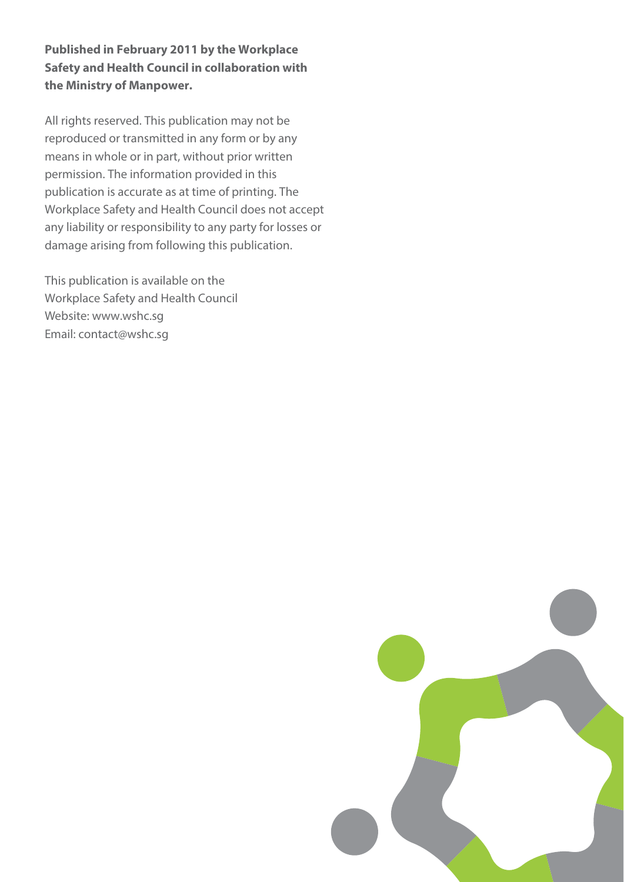**Published in February 2011 by the Workplace Safety and Health Council in collaboration with the Ministry of Manpower.**

All rights reserved. This publication may not be reproduced or transmitted in any form or by any means in whole or in part, without prior written permission. The information provided in this publication is accurate as at time of printing. The Workplace Safety and Health Council does not accept any liability or responsibility to any party for losses or damage arising from following this publication.

This publication is available on the Workplace Safety and Health Council
Website: www.wshc.sg
Email: contact@wshc.sg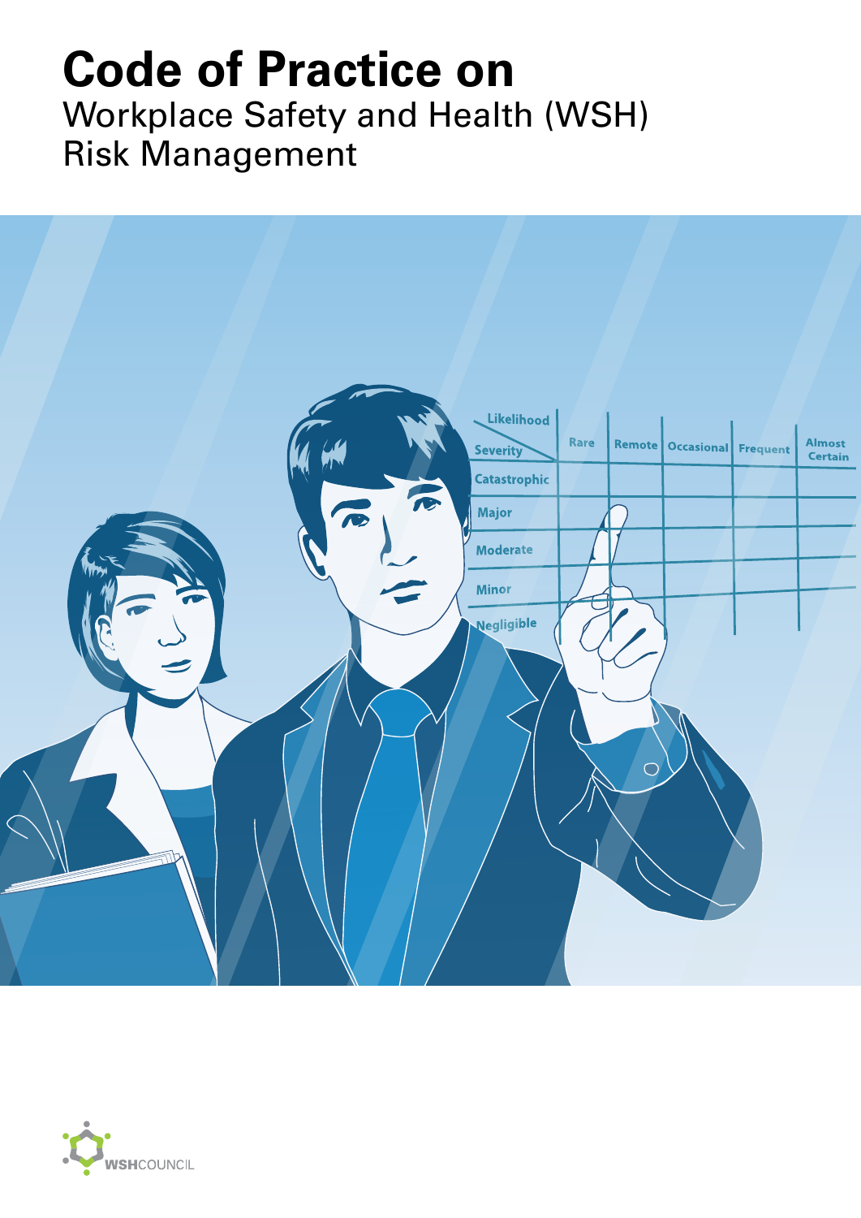# Code of Practice on

Workplace Safety and Health (WSH) Risk Management

WSHCOUNCIL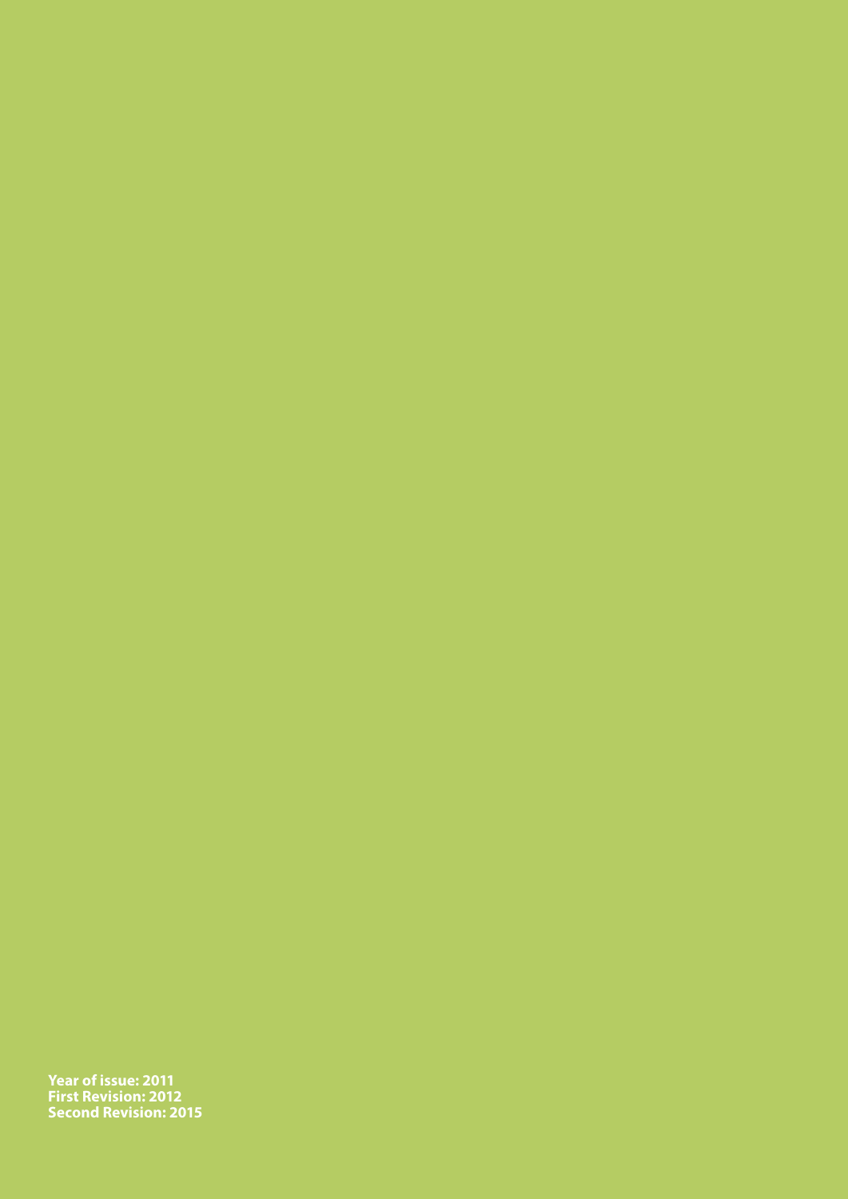**Year of issue: 2011**
**First Revision: 2012**
**Second Revision: 2015**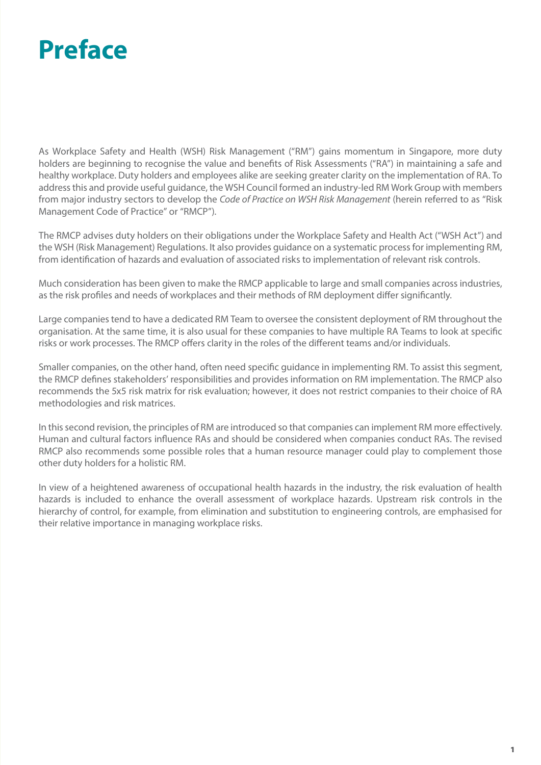# Preface

As Workplace Safety and Health (WSH) Risk Management ("RM") gains momentum in Singapore, more duty holders are beginning to recognise the value and benefits of Risk Assessments ("RA") in maintaining a safe and healthy workplace. Duty holders and employees alike are seeking greater clarity on the implementation of RA. To address this and provide useful guidance, the WSH Council formed an industry-led RM Work Group with members from major industry sectors to develop the *Code of Practice on WSH Risk Management* (herein referred to as "Risk Management Code of Practice" or "RMCP").

The RMCP advises duty holders on their obligations under the Workplace Safety and Health Act ("WSH Act") and the WSH (Risk Management) Regulations. It also provides guidance on a systematic process for implementing RM, from identification of hazards and evaluation of associated risks to implementation of relevant risk controls.

Much consideration has been given to make the RMCP applicable to large and small companies across industries, as the risk profiles and needs of workplaces and their methods of RM deployment differ significantly.

Large companies tend to have a dedicated RM Team to oversee the consistent deployment of RM throughout the organisation. At the same time, it is also usual for these companies to have multiple RA Teams to look at specific risks or work processes. The RMCP offers clarity in the roles of the different teams and/or individuals.

Smaller companies, on the other hand, often need specific guidance in implementing RM. To assist this segment, the RMCP defines stakeholders' responsibilities and provides information on RM implementation. The RMCP also recommends the 5x5 risk matrix for risk evaluation; however, it does not restrict companies to their choice of RA methodologies and risk matrices.

In this second revision, the principles of RM are introduced so that companies can implement RM more effectively. Human and cultural factors influence RAs and should be considered when companies conduct RAs. The revised RMCP also recommends some possible roles that a human resource manager could play to complement those other duty holders for a holistic RM.

In view of a heightened awareness of occupational health hazards in the industry, the risk evaluation of health hazards is included to enhance the overall assessment of workplace hazards. Upstream risk controls in the hierarchy of control, for example, from elimination and substitution to engineering controls, are emphasised for their relative importance in managing workplace risks.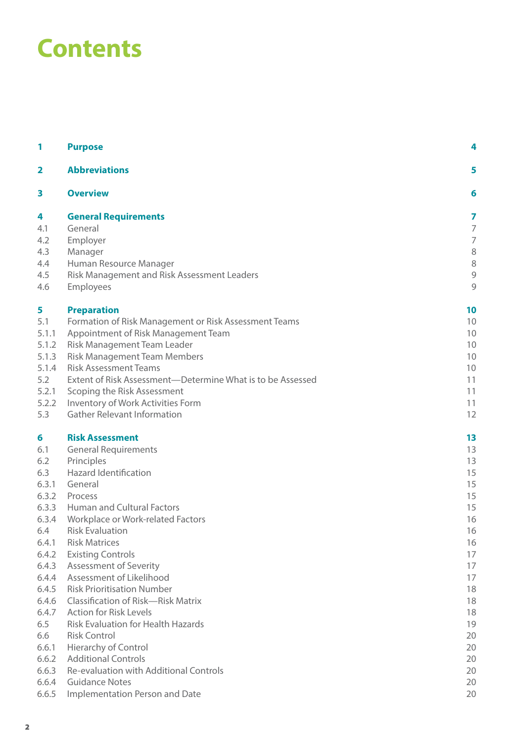# Contents

| | | |
|---|---|---|
| **1** | **Purpose** | **4** |
| **2** | **Abbreviations** | **5** |
| **3** | **Overview** | **6** |
| **4** | **General Requirements** | **7** |
| 4.1 | General | 7 |
| 4.2 | Employer | 7 |
| 4.3 | Manager | 8 |
| 4.4 | Human Resource Manager | 8 |
| 4.5 | Risk Management and Risk Assessment Leaders | 9 |
| 4.6 | Employees | 9 |
| **5** | **Preparation** | **10** |
| 5.1 | Formation of Risk Management or Risk Assessment Teams | 10 |
| 5.1.1 | Appointment of Risk Management Team | 10 |
| 5.1.2 | Risk Management Team Leader | 10 |
| 5.1.3 | Risk Management Team Members | 10 |
| 5.1.4 | Risk Assessment Teams | 10 |
| 5.2 | Extent of Risk Assessment—Determine What is to be Assessed | 11 |
| 5.2.1 | Scoping the Risk Assessment | 11 |
| 5.2.2 | Inventory of Work Activities Form | 11 |
| 5.3 | Gather Relevant Information | 12 |
| **6** | **Risk Assessment** | **13** |
| 6.1 | General Requirements | 13 |
| 6.2 | Principles | 13 |
| 6.3 | Hazard Identification | 15 |
| 6.3.1 | General | 15 |
| 6.3.2 | Process | 15 |
| 6.3.3 | Human and Cultural Factors | 15 |
| 6.3.4 | Workplace or Work-related Factors | 16 |
| 6.4 | Risk Evaluation | 16 |
| 6.4.1 | Risk Matrices | 16 |
| 6.4.2 | Existing Controls | 17 |
| 6.4.3 | Assessment of Severity | 17 |
| 6.4.4 | Assessment of Likelihood | 17 |
| 6.4.5 | Risk Prioritisation Number | 18 |
| 6.4.6 | Classification of Risk—Risk Matrix | 18 |
| 6.4.7 | Action for Risk Levels | 18 |
| 6.5 | Risk Evaluation for Health Hazards | 19 |
| 6.6 | Risk Control | 20 |
| 6.6.1 | Hierarchy of Control | 20 |
| 6.6.2 | Additional Controls | 20 |
| 6.6.3 | Re-evaluation with Additional Controls | 20 |
| 6.6.4 | Guidance Notes | 20 |
| 6.6.5 | Implementation Person and Date | 20 |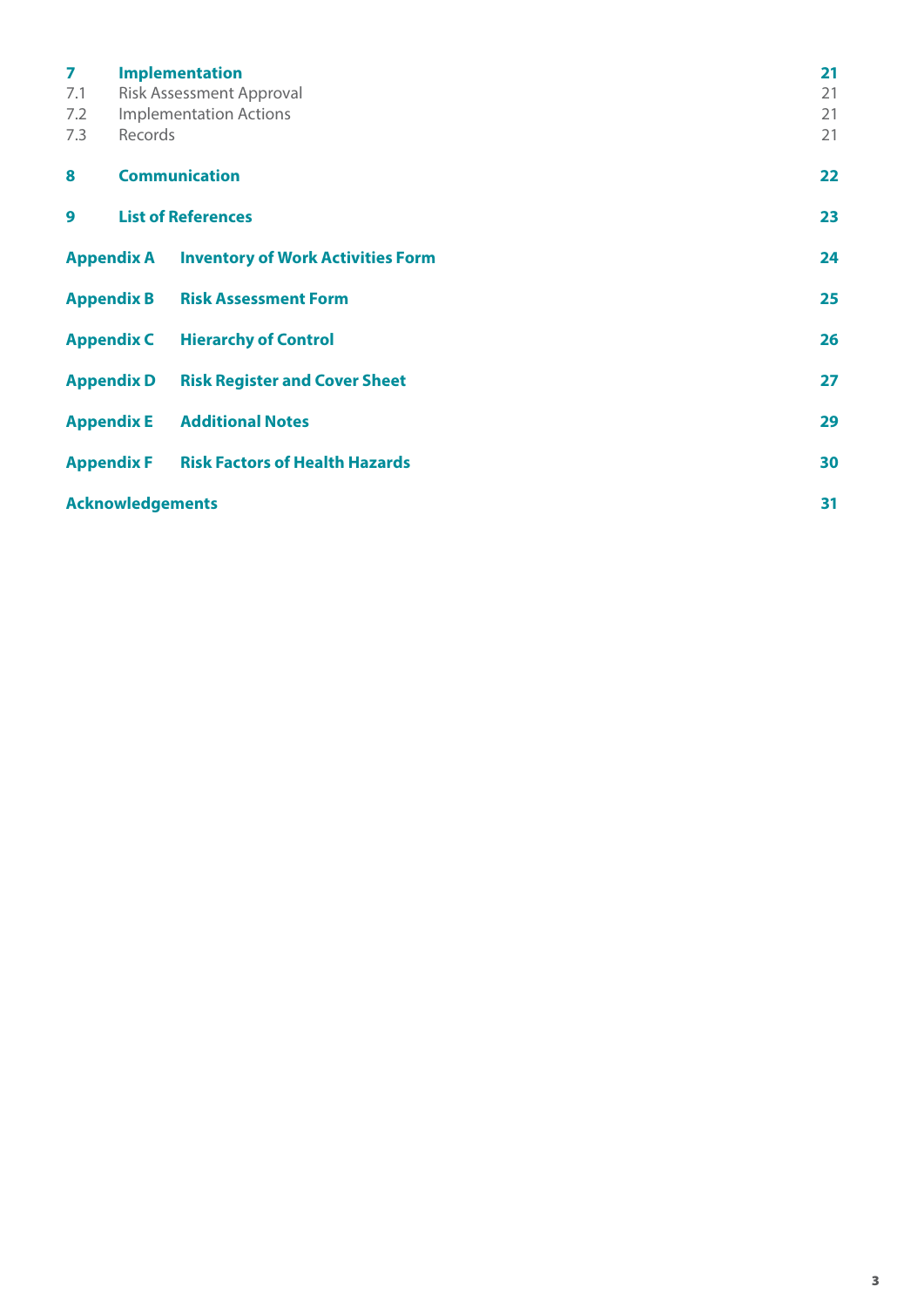| | | |
|---|---|---|
| **7** | **Implementation** | **21** |
| 7.1 | Risk Assessment Approval | 21 |
| 7.2 | Implementation Actions | 21 |
| 7.3 | Records | 21 |
| **8** | **Communication** | **22** |
| **9** | **List of References** | **23** |
| **Appendix A** | **Inventory of Work Activities Form** | **24** |
| **Appendix B** | **Risk Assessment Form** | **25** |
| **Appendix C** | **Hierarchy of Control** | **26** |
| **Appendix D** | **Risk Register and Cover Sheet** | **27** |
| **Appendix E** | **Additional Notes** | **29** |
| **Appendix F** | **Risk Factors of Health Hazards** | **30** |
| **Acknowledgements** | | **31** |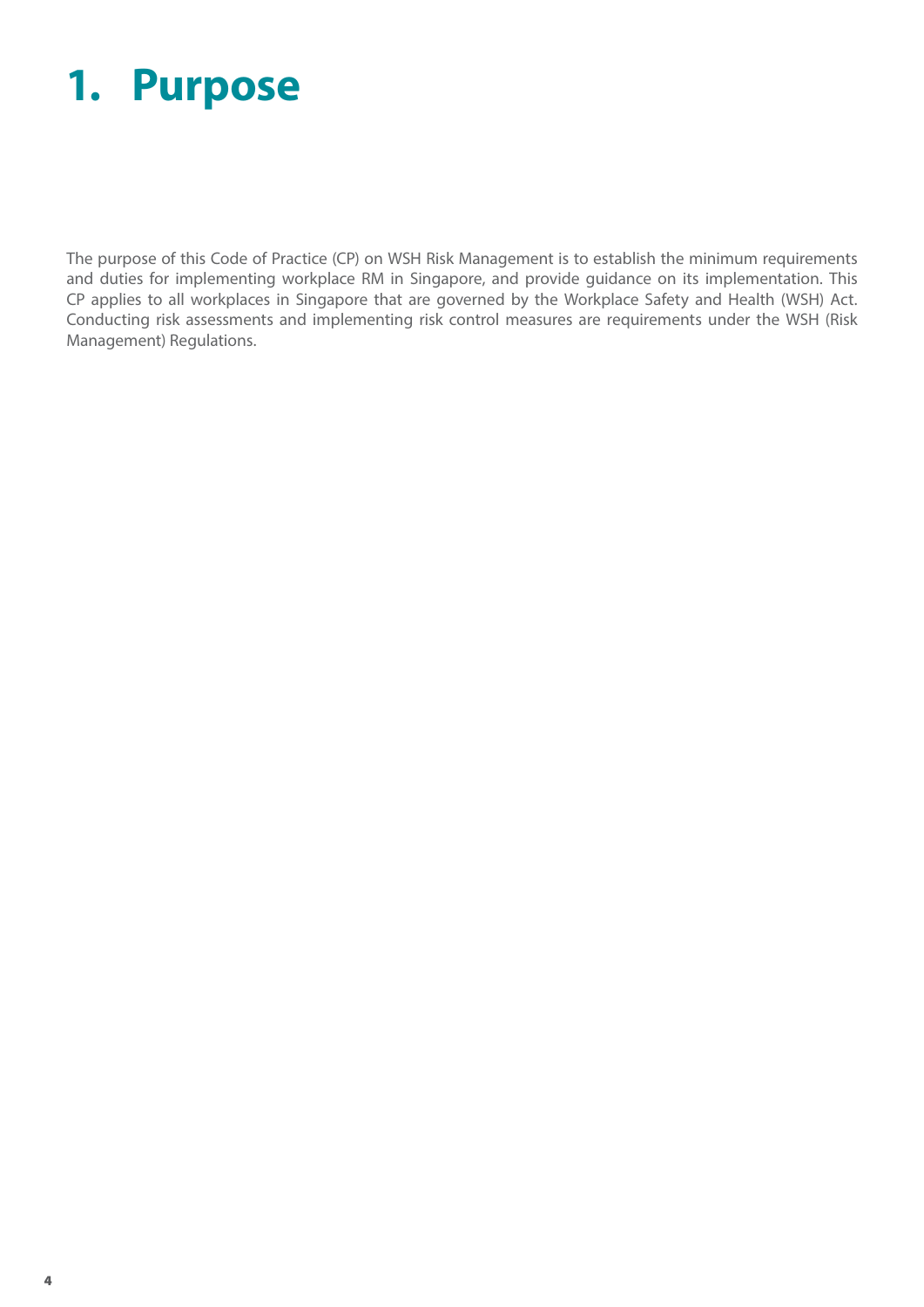# 1. Purpose

The purpose of this Code of Practice (CP) on WSH Risk Management is to establish the minimum requirements and duties for implementing workplace RM in Singapore, and provide guidance on its implementation. This CP applies to all workplaces in Singapore that are governed by the Workplace Safety and Health (WSH) Act. Conducting risk assessments and implementing risk control measures are requirements under the WSH (Risk Management) Regulations.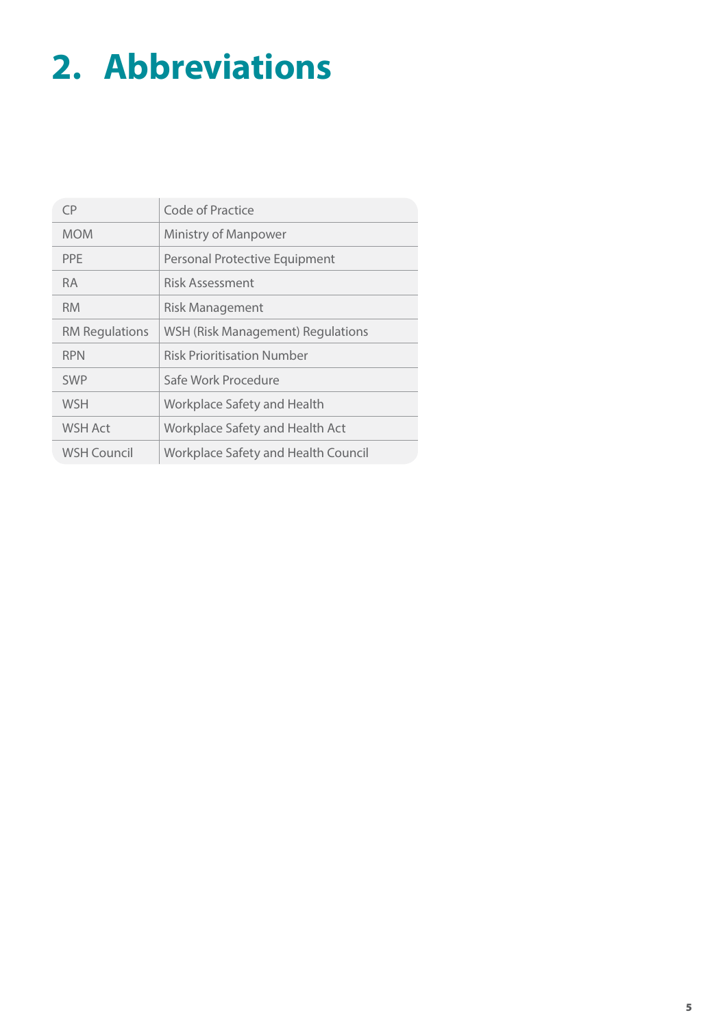# 2. Abbreviations

| | |
|---|---|
| CP | Code of Practice |
| MOM | Ministry of Manpower |
| PPE | Personal Protective Equipment |
| RA | Risk Assessment |
| RM | Risk Management |
| RM Regulations | WSH (Risk Management) Regulations |
| RPN | Risk Prioritisation Number |
| SWP | Safe Work Procedure |
| WSH | Workplace Safety and Health |
| WSH Act | Workplace Safety and Health Act |
| WSH Council | Workplace Safety and Health Council |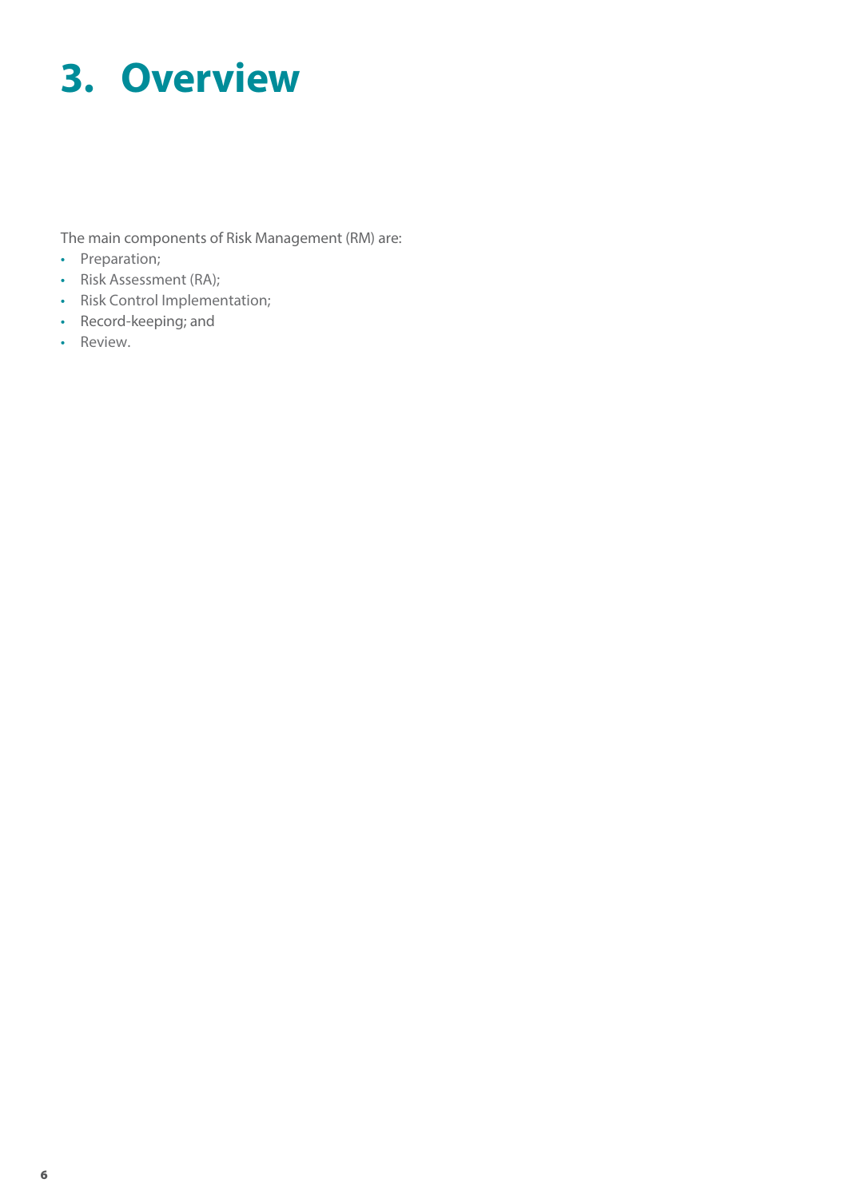# 3. Overview

The main components of Risk Management (RM) are:

- Preparation;
- Risk Assessment (RA);
- Risk Control Implementation;
- Record-keeping; and
- Review.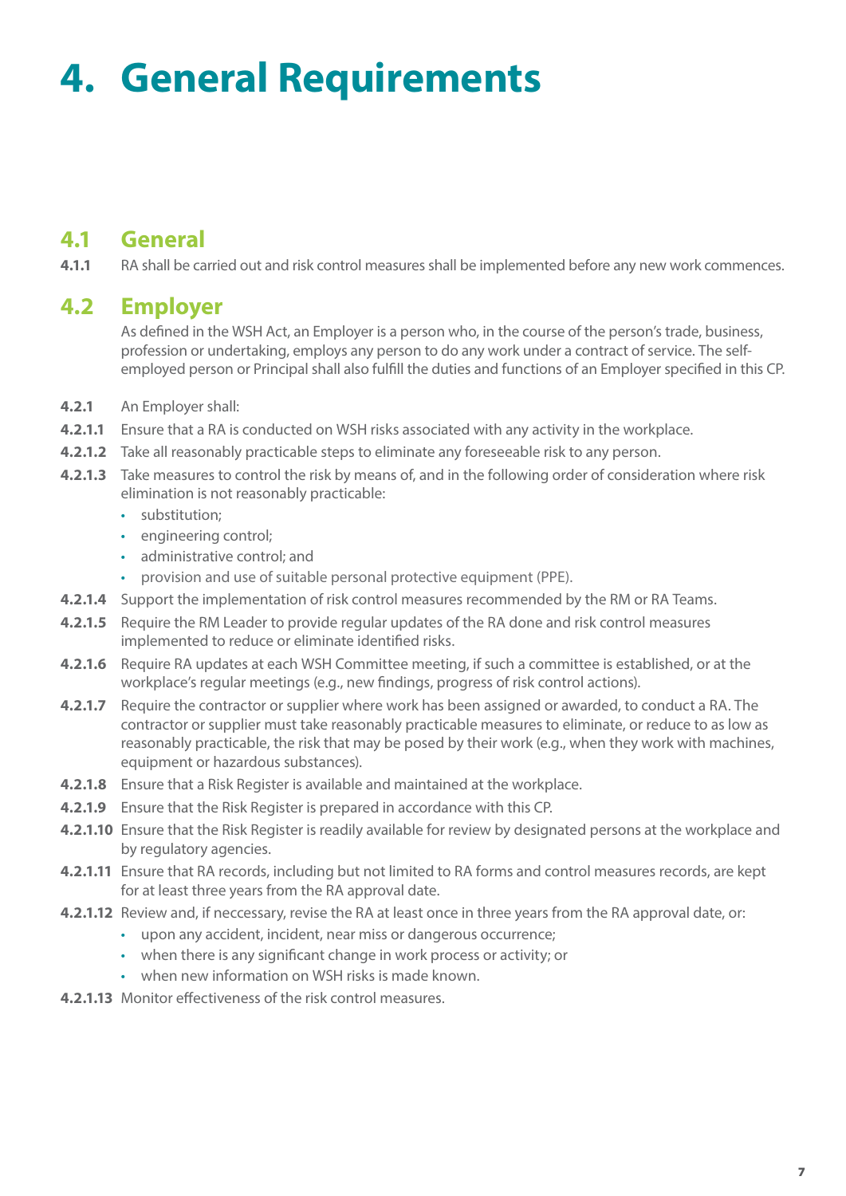# 4. General Requirements

## 4.1 General

**4.1.1** RA shall be carried out and risk control measures shall be implemented before any new work commences.

## 4.2 Employer

As defined in the WSH Act, an Employer is a person who, in the course of the person's trade, business, profession or undertaking, employs any person to do any work under a contract of service. The self-employed person or Principal shall also fulfill the duties and functions of an Employer specified in this CP.

**4.2.1** An Employer shall:

**4.2.1.1** Ensure that a RA is conducted on WSH risks associated with any activity in the workplace.

**4.2.1.2** Take all reasonably practicable steps to eliminate any foreseeable risk to any person.

**4.2.1.3** Take measures to control the risk by means of, and in the following order of consideration where risk elimination is not reasonably practicable:

- substitution;
- engineering control;
- administrative control; and
- provision and use of suitable personal protective equipment (PPE).

**4.2.1.4** Support the implementation of risk control measures recommended by the RM or RA Teams.

**4.2.1.5** Require the RM Leader to provide regular updates of the RA done and risk control measures implemented to reduce or eliminate identified risks.

**4.2.1.6** Require RA updates at each WSH Committee meeting, if such a committee is established, or at the workplace's regular meetings (e.g., new findings, progress of risk control actions).

**4.2.1.7** Require the contractor or supplier where work has been assigned or awarded, to conduct a RA. The contractor or supplier must take reasonably practicable measures to eliminate, or reduce to as low as reasonably practicable, the risk that may be posed by their work (e.g., when they work with machines, equipment or hazardous substances).

**4.2.1.8** Ensure that a Risk Register is available and maintained at the workplace.

**4.2.1.9** Ensure that the Risk Register is prepared in accordance with this CP.

**4.2.1.10** Ensure that the Risk Register is readily available for review by designated persons at the workplace and by regulatory agencies.

**4.2.1.11** Ensure that RA records, including but not limited to RA forms and control measures records, are kept for at least three years from the RA approval date.

**4.2.1.12** Review and, if neccessary, revise the RA at least once in three years from the RA approval date, or:

- upon any accident, incident, near miss or dangerous occurrence;
- when there is any significant change in work process or activity; or
- when new information on WSH risks is made known.

**4.2.1.13** Monitor effectiveness of the risk control measures.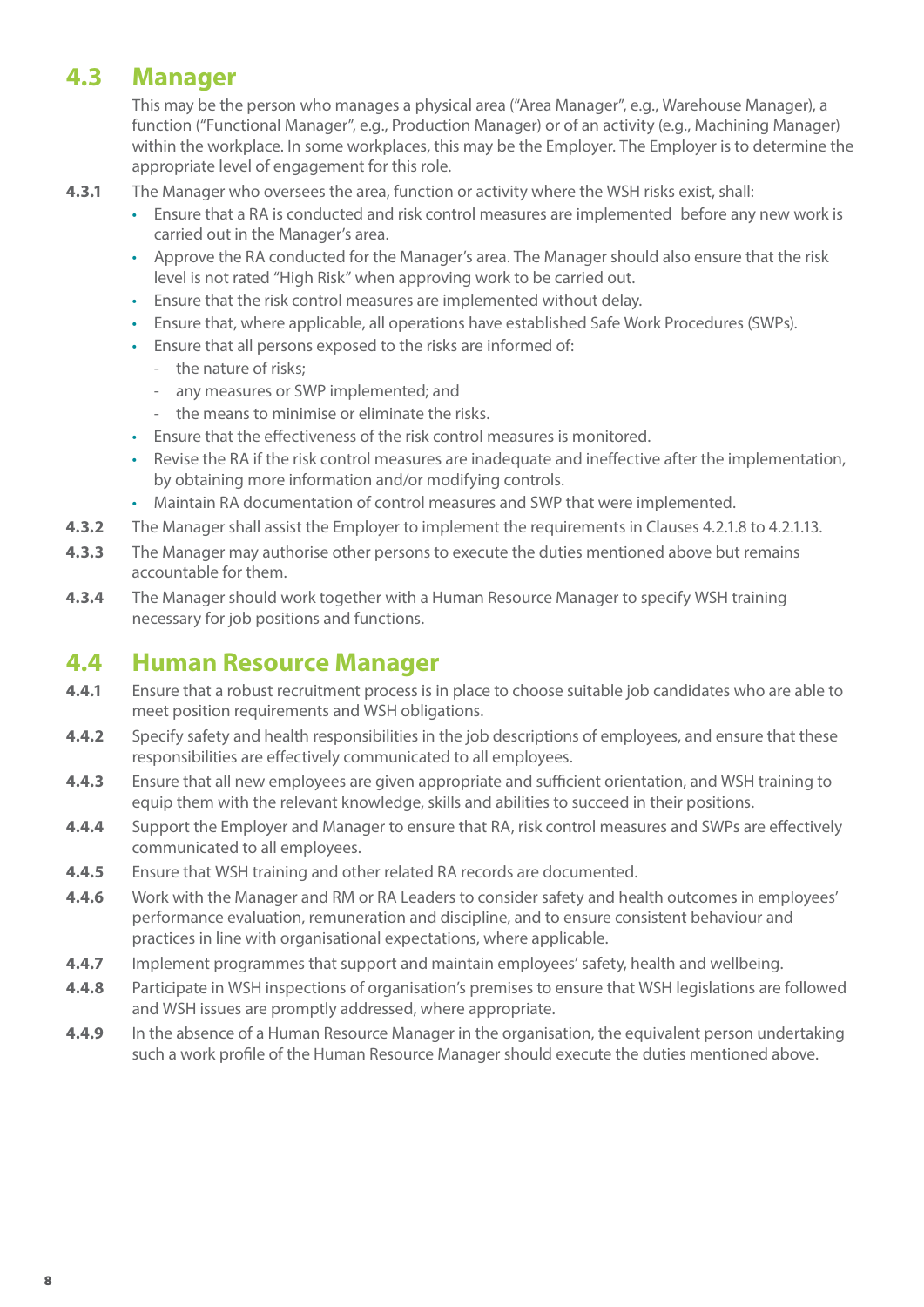## 4.3 Manager

This may be the person who manages a physical area ("Area Manager", e.g., Warehouse Manager), a function ("Functional Manager", e.g., Production Manager) or of an activity (e.g., Machining Manager) within the workplace. In some workplaces, this may be the Employer. The Employer is to determine the appropriate level of engagement for this role.

**4.3.1** The Manager who oversees the area, function or activity where the WSH risks exist, shall:

- Ensure that a RA is conducted and risk control measures are implemented before any new work is carried out in the Manager's area.
- Approve the RA conducted for the Manager's area. The Manager should also ensure that the risk level is not rated "High Risk" when approving work to be carried out.
- Ensure that the risk control measures are implemented without delay.
- Ensure that, where applicable, all operations have established Safe Work Procedures (SWPs).
- Ensure that all persons exposed to the risks are informed of:
  - the nature of risks;
  - any measures or SWP implemented; and
  - the means to minimise or eliminate the risks.
- Ensure that the effectiveness of the risk control measures is monitored.
- Revise the RA if the risk control measures are inadequate and ineffective after the implementation, by obtaining more information and/or modifying controls.
- Maintain RA documentation of control measures and SWP that were implemented.

**4.3.2** The Manager shall assist the Employer to implement the requirements in Clauses 4.2.1.8 to 4.2.1.13.

**4.3.3** The Manager may authorise other persons to execute the duties mentioned above but remains accountable for them.

**4.3.4** The Manager should work together with a Human Resource Manager to specify WSH training necessary for job positions and functions.

## 4.4 Human Resource Manager

**4.4.1** Ensure that a robust recruitment process is in place to choose suitable job candidates who are able to meet position requirements and WSH obligations.

**4.4.2** Specify safety and health responsibilities in the job descriptions of employees, and ensure that these responsibilities are effectively communicated to all employees.

**4.4.3** Ensure that all new employees are given appropriate and sufficient orientation, and WSH training to equip them with the relevant knowledge, skills and abilities to succeed in their positions.

**4.4.4** Support the Employer and Manager to ensure that RA, risk control measures and SWPs are effectively communicated to all employees.

**4.4.5** Ensure that WSH training and other related RA records are documented.

**4.4.6** Work with the Manager and RM or RA Leaders to consider safety and health outcomes in employees' performance evaluation, remuneration and discipline, and to ensure consistent behaviour and practices in line with organisational expectations, where applicable.

**4.4.7** Implement programmes that support and maintain employees' safety, health and wellbeing.

**4.4.8** Participate in WSH inspections of organisation's premises to ensure that WSH legislations are followed and WSH issues are promptly addressed, where appropriate.

**4.4.9** In the absence of a Human Resource Manager in the organisation, the equivalent person undertaking such a work profile of the Human Resource Manager should execute the duties mentioned above.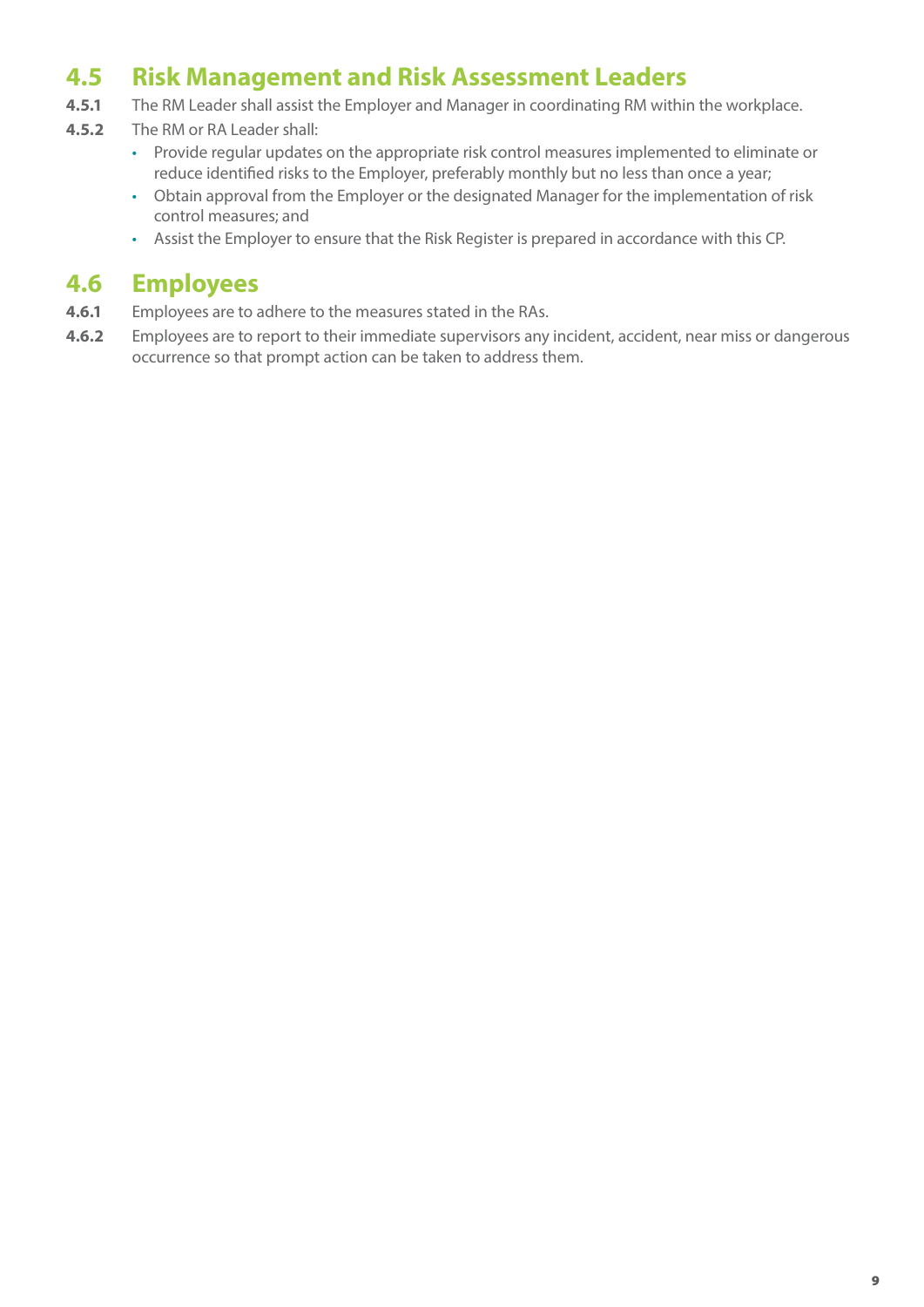## 4.5 Risk Management and Risk Assessment Leaders

**4.5.1** The RM Leader shall assist the Employer and Manager in coordinating RM within the workplace.

**4.5.2** The RM or RA Leader shall:

- Provide regular updates on the appropriate risk control measures implemented to eliminate or reduce identified risks to the Employer, preferably monthly but no less than once a year;
- Obtain approval from the Employer or the designated Manager for the implementation of risk control measures; and
- Assist the Employer to ensure that the Risk Register is prepared in accordance with this CP.

## 4.6 Employees

**4.6.1** Employees are to adhere to the measures stated in the RAs.

**4.6.2** Employees are to report to their immediate supervisors any incident, accident, near miss or dangerous occurrence so that prompt action can be taken to address them.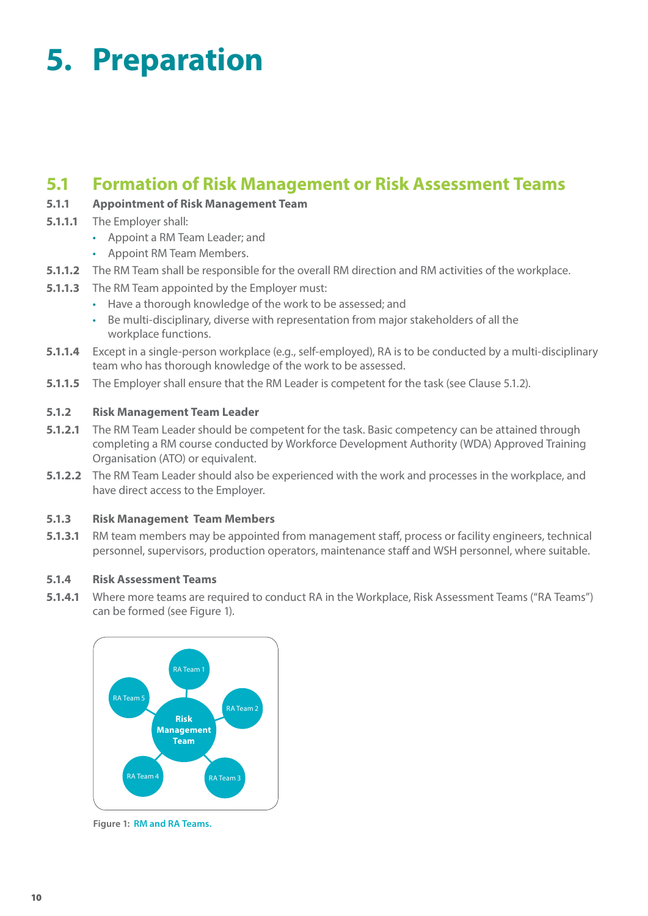# 5. Preparation

## 5.1 Formation of Risk Management or Risk Assessment Teams

### 5.1.1 Appointment of Risk Management Team

**5.1.1.1** The Employer shall:

- Appoint a RM Team Leader; and
- Appoint RM Team Members.

**5.1.1.2** The RM Team shall be responsible for the overall RM direction and RM activities of the workplace.

**5.1.1.3** The RM Team appointed by the Employer must:

- Have a thorough knowledge of the work to be assessed; and
- Be multi-disciplinary, diverse with representation from major stakeholders of all the workplace functions.

**5.1.1.4** Except in a single-person workplace (e.g., self-employed), RA is to be conducted by a multi-disciplinary team who has thorough knowledge of the work to be assessed.

**5.1.1.5** The Employer shall ensure that the RM Leader is competent for the task (see Clause 5.1.2).

### 5.1.2 Risk Management Team Leader

**5.1.2.1** The RM Team Leader should be competent for the task. Basic competency can be attained through completing a RM course conducted by Workforce Development Authority (WDA) Approved Training Organisation (ATO) or equivalent.

**5.1.2.2** The RM Team Leader should also be experienced with the work and processes in the workplace, and have direct access to the Employer.

### 5.1.3 Risk Management Team Members

**5.1.3.1** RM team members may be appointed from management staff, process or facility engineers, technical personnel, supervisors, production operators, maintenance staff and WSH personnel, where suitable.

### 5.1.4 Risk Assessment Teams

**5.1.4.1** Where more teams are required to conduct RA in the Workplace, Risk Assessment Teams ("RA Teams") can be formed (see Figure 1).

Risk Management Team — RA Team 1, RA Team 2, RA Team 3, RA Team 4, RA Team 5

**Figure 1:** RM and RA Teams.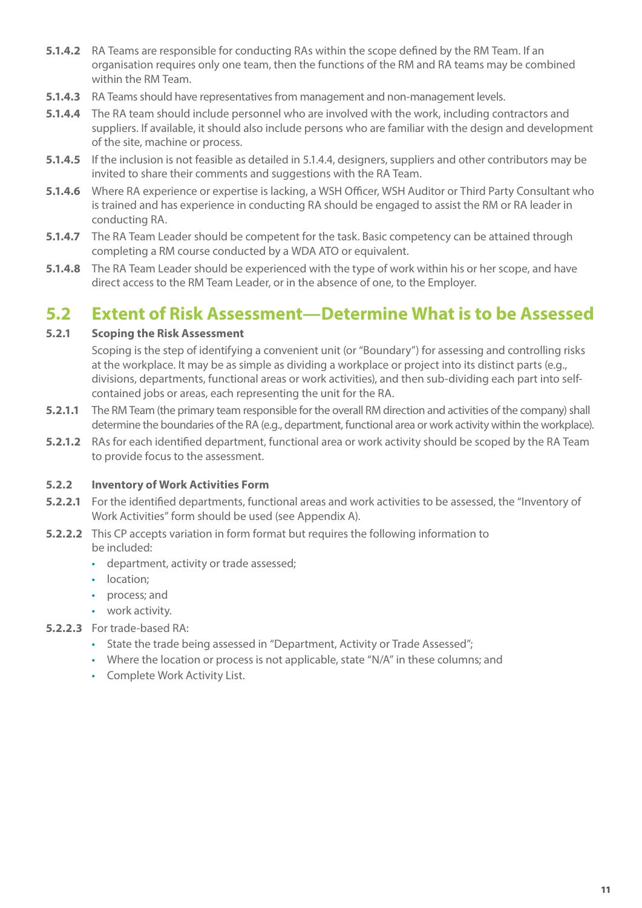**5.1.4.2** RA Teams are responsible for conducting RAs within the scope defined by the RM Team. If an organisation requires only one team, then the functions of the RM and RA teams may be combined within the RM Team.

**5.1.4.3** RA Teams should have representatives from management and non-management levels.

**5.1.4.4** The RA team should include personnel who are involved with the work, including contractors and suppliers. If available, it should also include persons who are familiar with the design and development of the site, machine or process.

**5.1.4.5** If the inclusion is not feasible as detailed in 5.1.4.4, designers, suppliers and other contributors may be invited to share their comments and suggestions with the RA Team.

**5.1.4.6** Where RA experience or expertise is lacking, a WSH Officer, WSH Auditor or Third Party Consultant who is trained and has experience in conducting RA should be engaged to assist the RM or RA leader in conducting RA.

**5.1.4.7** The RA Team Leader should be competent for the task. Basic competency can be attained through completing a RM course conducted by a WDA ATO or equivalent.

**5.1.4.8** The RA Team Leader should be experienced with the type of work within his or her scope, and have direct access to the RM Team Leader, or in the absence of one, to the Employer.

## 5.2 Extent of Risk Assessment—Determine What is to be Assessed

### 5.2.1 Scoping the Risk Assessment

Scoping is the step of identifying a convenient unit (or "Boundary") for assessing and controlling risks at the workplace. It may be as simple as dividing a workplace or project into its distinct parts (e.g., divisions, departments, functional areas or work activities), and then sub-dividing each part into self-contained jobs or areas, each representing the unit for the RA.

**5.2.1.1** The RM Team (the primary team responsible for the overall RM direction and activities of the company) shall determine the boundaries of the RA (e.g., department, functional area or work activity within the workplace).

**5.2.1.2** RAs for each identified department, functional area or work activity should be scoped by the RA Team to provide focus to the assessment.

### 5.2.2 Inventory of Work Activities Form

**5.2.2.1** For the identified departments, functional areas and work activities to be assessed, the "Inventory of Work Activities" form should be used (see Appendix A).

**5.2.2.2** This CP accepts variation in form format but requires the following information to be included:

- department, activity or trade assessed;
- location;
- process; and
- work activity.

**5.2.2.3** For trade-based RA:

- State the trade being assessed in "Department, Activity or Trade Assessed";
- Where the location or process is not applicable, state "N/A" in these columns; and
- Complete Work Activity List.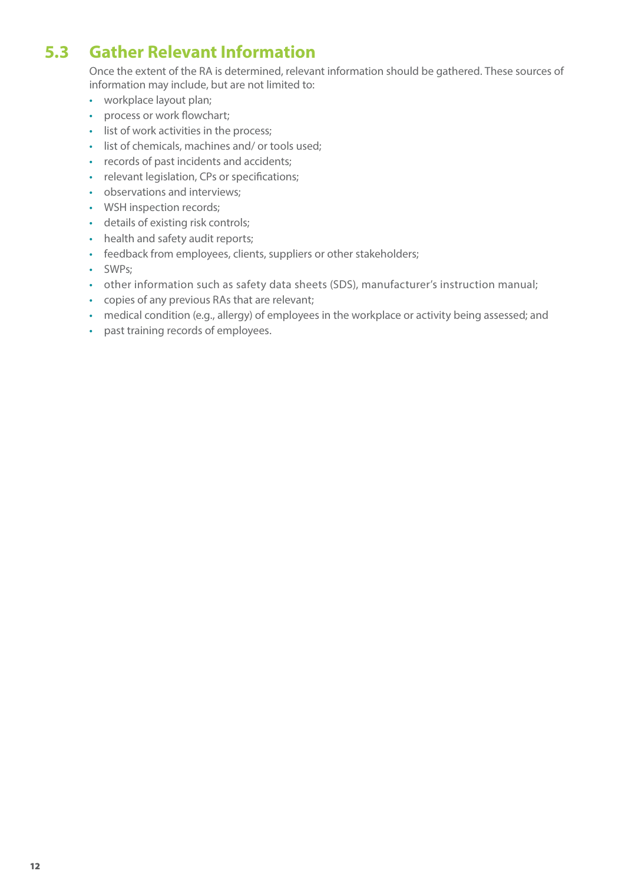## 5.3 Gather Relevant Information

Once the extent of the RA is determined, relevant information should be gathered. These sources of information may include, but are not limited to:

- workplace layout plan;
- process or work flowchart;
- list of work activities in the process;
- list of chemicals, machines and/ or tools used;
- records of past incidents and accidents;
- relevant legislation, CPs or specifications;
- observations and interviews;
- WSH inspection records;
- details of existing risk controls;
- health and safety audit reports;
- feedback from employees, clients, suppliers or other stakeholders;
- SWPs;
- other information such as safety data sheets (SDS), manufacturer's instruction manual;
- copies of any previous RAs that are relevant;
- medical condition (e.g., allergy) of employees in the workplace or activity being assessed; and
- past training records of employees.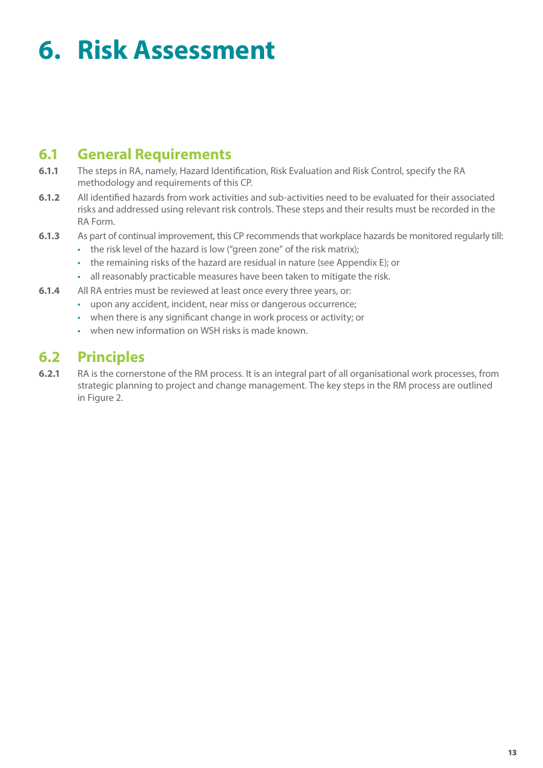# 6. Risk Assessment

## 6.1 General Requirements

**6.1.1** The steps in RA, namely, Hazard Identification, Risk Evaluation and Risk Control, specify the RA methodology and requirements of this CP.

**6.1.2** All identified hazards from work activities and sub-activities need to be evaluated for their associated risks and addressed using relevant risk controls. These steps and their results must be recorded in the RA Form.

**6.1.3** As part of continual improvement, this CP recommends that workplace hazards be monitored regularly till:

- the risk level of the hazard is low ("green zone" of the risk matrix);
- the remaining risks of the hazard are residual in nature (see Appendix E); or
- all reasonably practicable measures have been taken to mitigate the risk.

**6.1.4** All RA entries must be reviewed at least once every three years, or:

- upon any accident, incident, near miss or dangerous occurrence;
- when there is any significant change in work process or activity; or
- when new information on WSH risks is made known.

## 6.2 Principles

**6.2.1** RA is the cornerstone of the RM process. It is an integral part of all organisational work processes, from strategic planning to project and change management. The key steps in the RM process are outlined in Figure 2.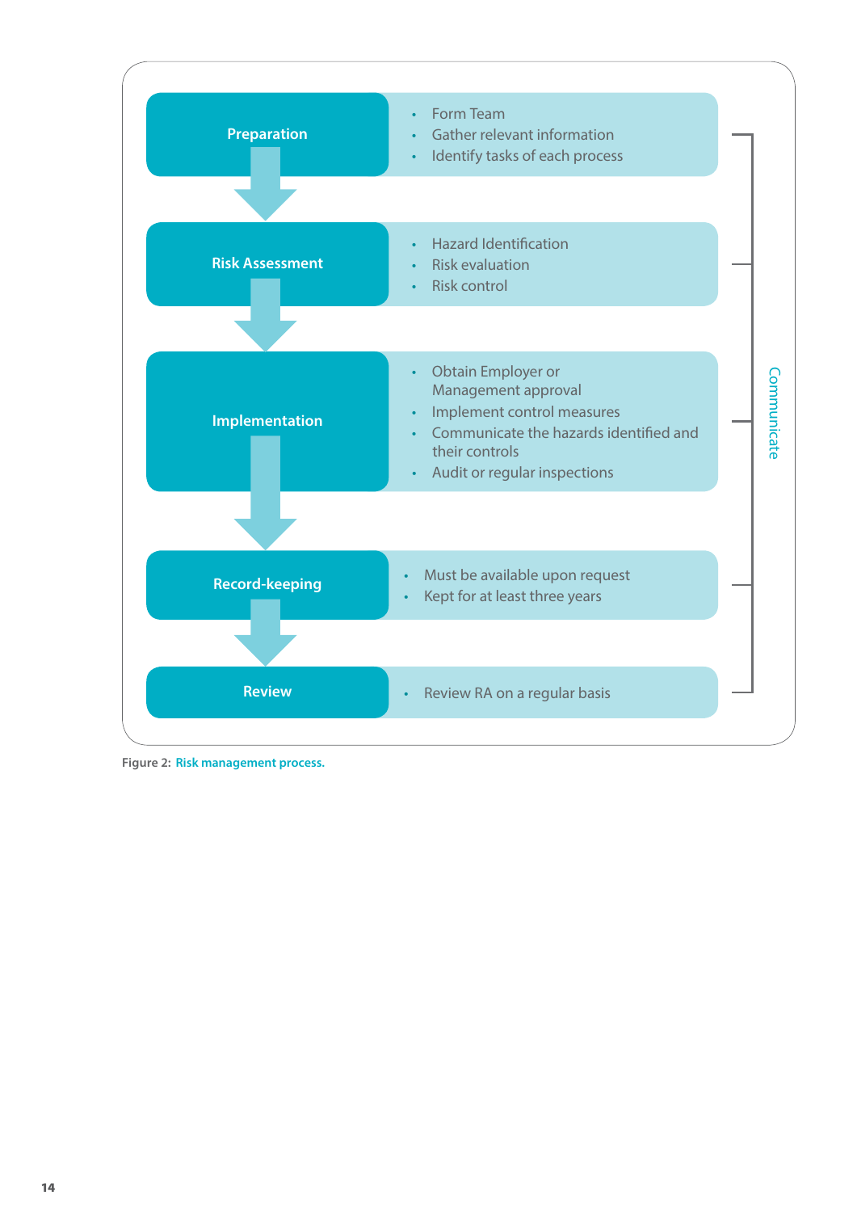**Preparation**

- Form Team
- Gather relevant information
- Identify tasks of each process

**Risk Assessment**

- Hazard Identification
- Risk evaluation
- Risk control

**Implementation**

- Obtain Employer or Management approval
- Implement control measures
- Communicate the hazards identified and their controls
- Audit or regular inspections

**Record-keeping**

- Must be available upon request
- Kept for at least three years

**Review**

- Review RA on a regular basis

Communicate

Figure 2: Risk management process.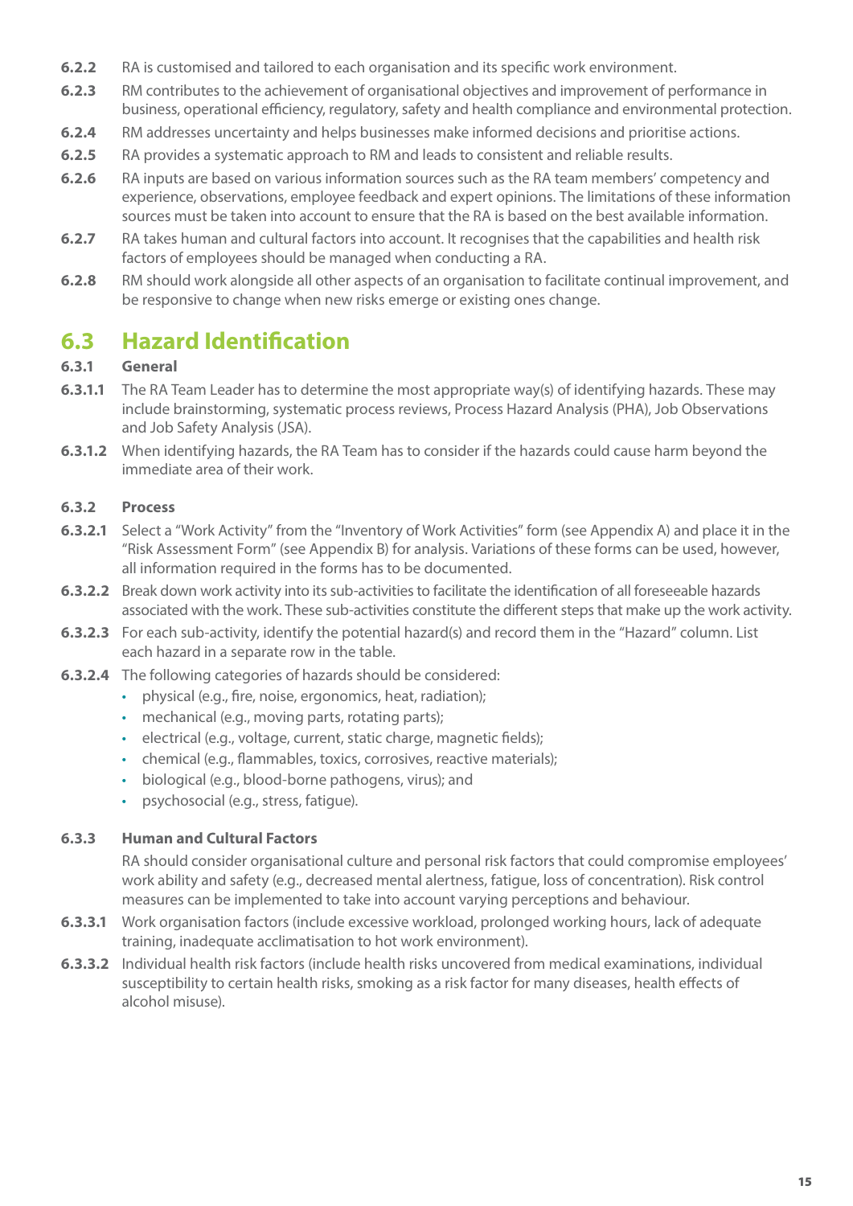**6.2.2** RA is customised and tailored to each organisation and its specific work environment.

**6.2.3** RM contributes to the achievement of organisational objectives and improvement of performance in business, operational efficiency, regulatory, safety and health compliance and environmental protection.

**6.2.4** RM addresses uncertainty and helps businesses make informed decisions and prioritise actions.

**6.2.5** RA provides a systematic approach to RM and leads to consistent and reliable results.

**6.2.6** RA inputs are based on various information sources such as the RA team members' competency and experience, observations, employee feedback and expert opinions. The limitations of these information sources must be taken into account to ensure that the RA is based on the best available information.

**6.2.7** RA takes human and cultural factors into account. It recognises that the capabilities and health risk factors of employees should be managed when conducting a RA.

**6.2.8** RM should work alongside all other aspects of an organisation to facilitate continual improvement, and be responsive to change when new risks emerge or existing ones change.

## 6.3 Hazard Identification

### 6.3.1 General

**6.3.1.1** The RA Team Leader has to determine the most appropriate way(s) of identifying hazards. These may include brainstorming, systematic process reviews, Process Hazard Analysis (PHA), Job Observations and Job Safety Analysis (JSA).

**6.3.1.2** When identifying hazards, the RA Team has to consider if the hazards could cause harm beyond the immediate area of their work.

### 6.3.2 Process

**6.3.2.1** Select a "Work Activity" from the "Inventory of Work Activities" form (see Appendix A) and place it in the "Risk Assessment Form" (see Appendix B) for analysis. Variations of these forms can be used, however, all information required in the forms has to be documented.

**6.3.2.2** Break down work activity into its sub-activities to facilitate the identification of all foreseeable hazards associated with the work. These sub-activities constitute the different steps that make up the work activity.

**6.3.2.3** For each sub-activity, identify the potential hazard(s) and record them in the "Hazard" column. List each hazard in a separate row in the table.

**6.3.2.4** The following categories of hazards should be considered:

- physical (e.g., fire, noise, ergonomics, heat, radiation);
- mechanical (e.g., moving parts, rotating parts);
- electrical (e.g., voltage, current, static charge, magnetic fields);
- chemical (e.g., flammables, toxics, corrosives, reactive materials);
- biological (e.g., blood-borne pathogens, virus); and
- psychosocial (e.g., stress, fatigue).

### 6.3.3 Human and Cultural Factors

RA should consider organisational culture and personal risk factors that could compromise employees' work ability and safety (e.g., decreased mental alertness, fatigue, loss of concentration). Risk control measures can be implemented to take into account varying perceptions and behaviour.

**6.3.3.1** Work organisation factors (include excessive workload, prolonged working hours, lack of adequate training, inadequate acclimatisation to hot work environment).

**6.3.3.2** Individual health risk factors (include health risks uncovered from medical examinations, individual susceptibility to certain health risks, smoking as a risk factor for many diseases, health effects of alcohol misuse).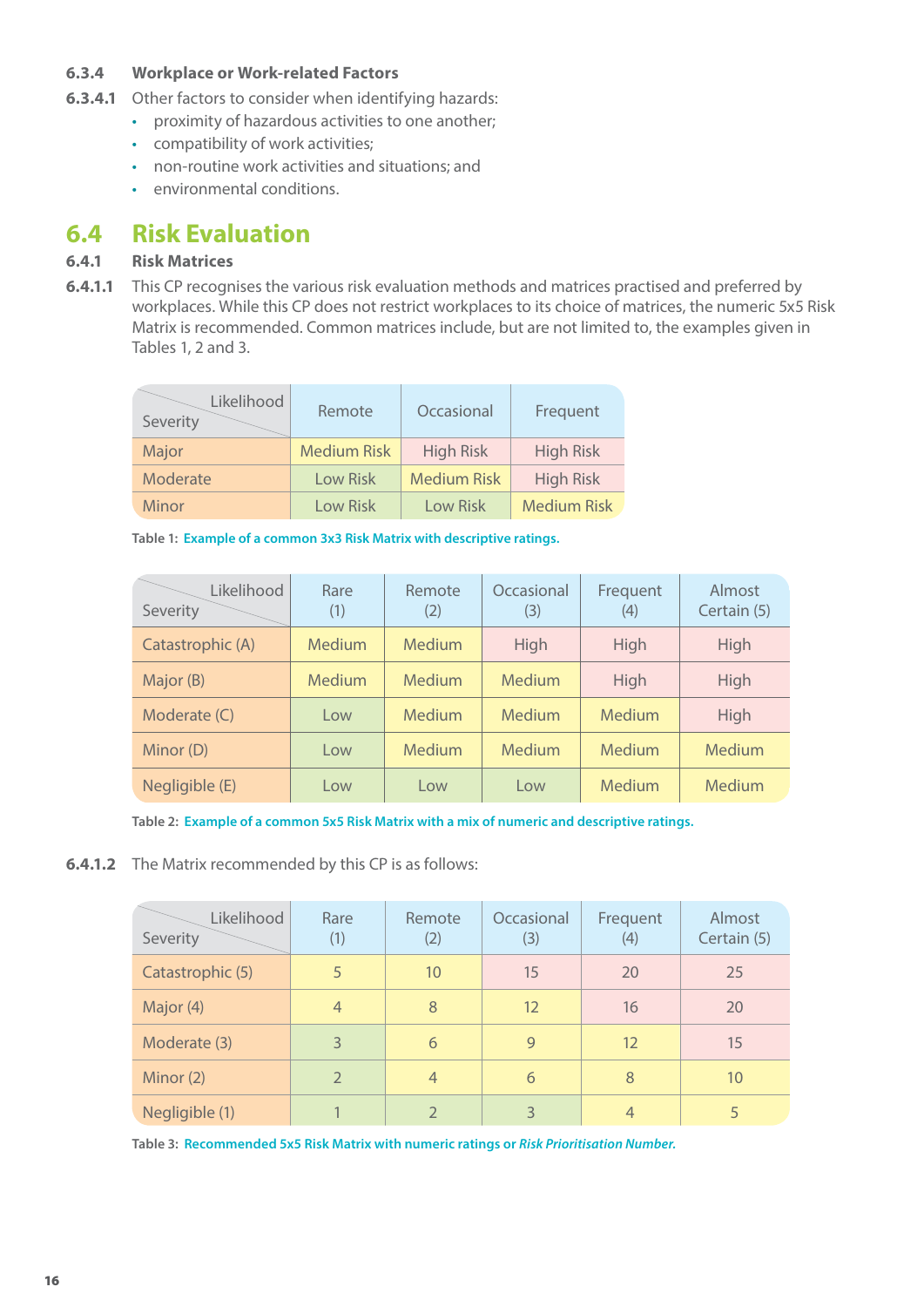#### 6.3.4 Workplace or Work-related Factors

**6.3.4.1** Other factors to consider when identifying hazards:

- proximity of hazardous activities to one another;
- compatibility of work activities;
- non-routine work activities and situations; and
- environmental conditions.

## 6.4 Risk Evaluation

### 6.4.1 Risk Matrices

**6.4.1.1** This CP recognises the various risk evaluation methods and matrices practised and preferred by workplaces. While this CP does not restrict workplaces to its choice of matrices, the numeric 5x5 Risk Matrix is recommended. Common matrices include, but are not limited to, the examples given in Tables 1, 2 and 3.

| Severity \ Likelihood | Remote | Occasional | Frequent |
|---|---|---|---|
| Major | Medium Risk | High Risk | High Risk |
| Moderate | Low Risk | Medium Risk | High Risk |
| Minor | Low Risk | Low Risk | Medium Risk |

**Table 1:** Example of a common 3x3 Risk Matrix with descriptive ratings.

| Severity \ Likelihood | Rare (1) | Remote (2) | Occasional (3) | Frequent (4) | Almost Certain (5) |
|---|---|---|---|---|---|
| Catastrophic (A) | Medium | Medium | High | High | High |
| Major (B) | Medium | Medium | Medium | High | High |
| Moderate (C) | Low | Medium | Medium | Medium | High |
| Minor (D) | Low | Medium | Medium | Medium | Medium |
| Negligible (E) | Low | Low | Low | Medium | Medium |

**Table 2:** Example of a common 5x5 Risk Matrix with a mix of numeric and descriptive ratings.

**6.4.1.2** The Matrix recommended by this CP is as follows:

| Severity \ Likelihood | Rare (1) | Remote (2) | Occasional (3) | Frequent (4) | Almost Certain (5) |
|---|---|---|---|---|---|
| Catastrophic (5) | 5 | 10 | 15 | 20 | 25 |
| Major (4) | 4 | 8 | 12 | 16 | 20 |
| Moderate (3) | 3 | 6 | 9 | 12 | 15 |
| Minor (2) | 2 | 4 | 6 | 8 | 10 |
| Negligible (1) | 1 | 2 | 3 | 4 | 5 |

**Table 3:** Recommended 5x5 Risk Matrix with numeric ratings or *Risk Prioritisation Number.*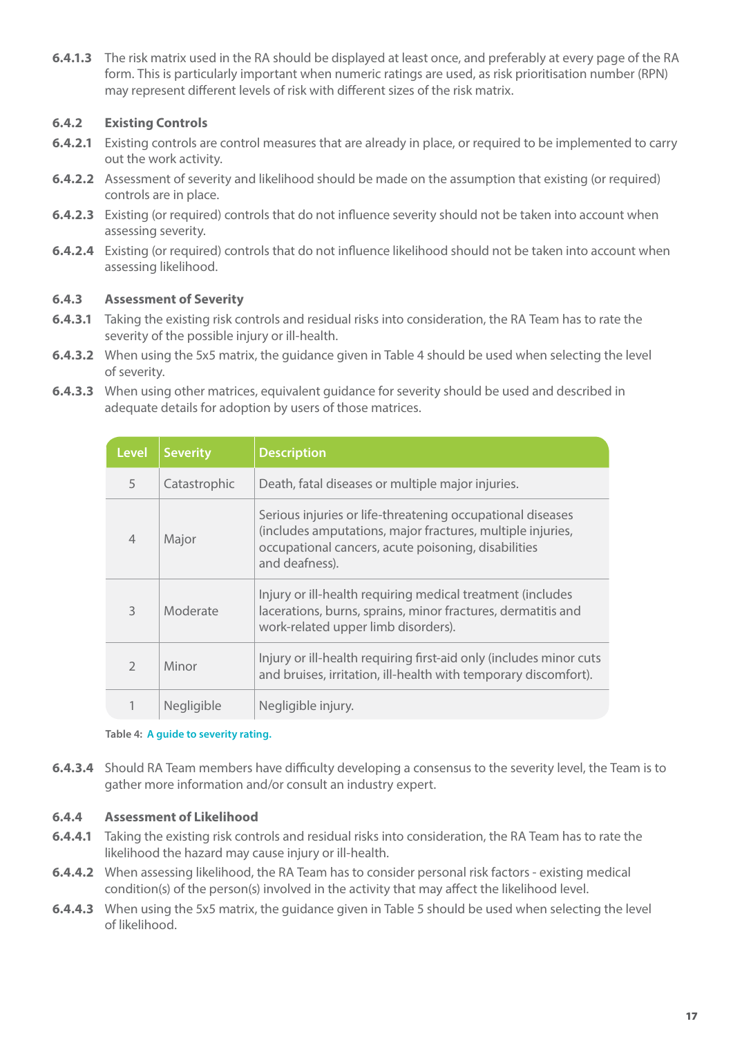**6.4.1.3** The risk matrix used in the RA should be displayed at least once, and preferably at every page of the RA form. This is particularly important when numeric ratings are used, as risk prioritisation number (RPN) may represent different levels of risk with different sizes of the risk matrix.

### 6.4.2 Existing Controls

**6.4.2.1** Existing controls are control measures that are already in place, or required to be implemented to carry out the work activity.

**6.4.2.2** Assessment of severity and likelihood should be made on the assumption that existing (or required) controls are in place.

**6.4.2.3** Existing (or required) controls that do not influence severity should not be taken into account when assessing severity.

**6.4.2.4** Existing (or required) controls that do not influence likelihood should not be taken into account when assessing likelihood.

### 6.4.3 Assessment of Severity

**6.4.3.1** Taking the existing risk controls and residual risks into consideration, the RA Team has to rate the severity of the possible injury or ill-health.

**6.4.3.2** When using the 5x5 matrix, the guidance given in Table 4 should be used when selecting the level of severity.

**6.4.3.3** When using other matrices, equivalent guidance for severity should be used and described in adequate details for adoption by users of those matrices.

| Level | Severity | Description |
|---|---|---|
| 5 | Catastrophic | Death, fatal diseases or multiple major injuries. |
| 4 | Major | Serious injuries or life-threatening occupational diseases (includes amputations, major fractures, multiple injuries, occupational cancers, acute poisoning, disabilities and deafness). |
| 3 | Moderate | Injury or ill-health requiring medical treatment (includes lacerations, burns, sprains, minor fractures, dermatitis and work-related upper limb disorders). |
| 2 | Minor | Injury or ill-health requiring first-aid only (includes minor cuts and bruises, irritation, ill-health with temporary discomfort). |
| 1 | Negligible | Negligible injury. |

Table 4: A guide to severity rating.

**6.4.3.4** Should RA Team members have difficulty developing a consensus to the severity level, the Team is to gather more information and/or consult an industry expert.

### 6.4.4 Assessment of Likelihood

**6.4.4.1** Taking the existing risk controls and residual risks into consideration, the RA Team has to rate the likelihood the hazard may cause injury or ill-health.

**6.4.4.2** When assessing likelihood, the RA Team has to consider personal risk factors - existing medical condition(s) of the person(s) involved in the activity that may affect the likelihood level.

**6.4.4.3** When using the 5x5 matrix, the guidance given in Table 5 should be used when selecting the level of likelihood.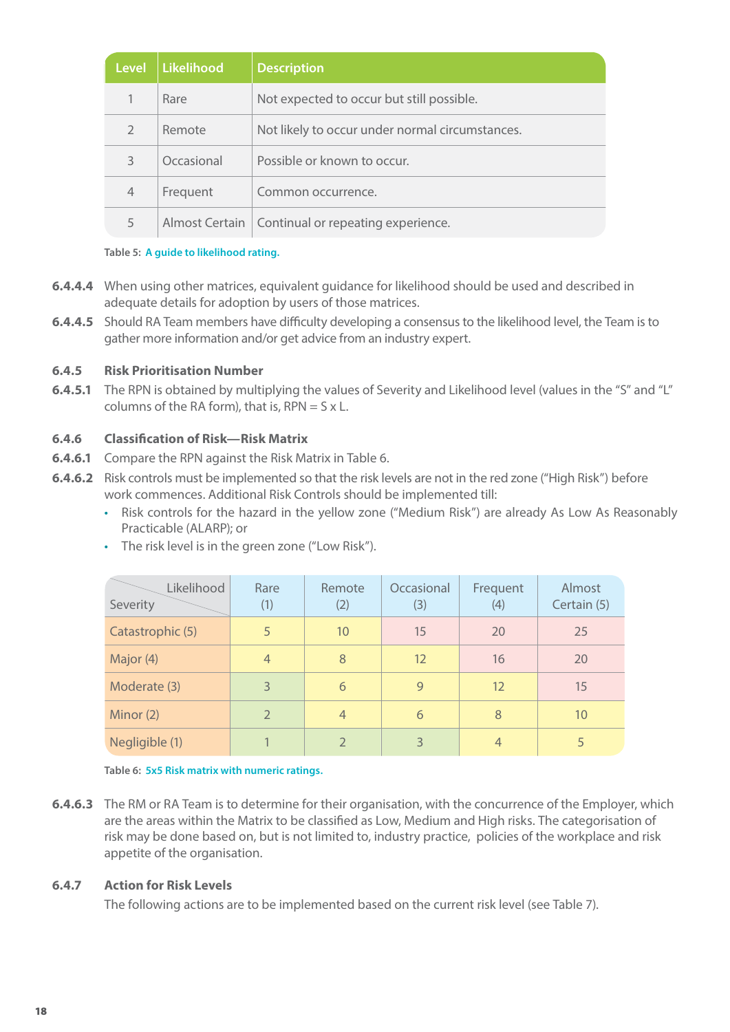| Level | Likelihood | Description |
|---|---|---|
| 1 | Rare | Not expected to occur but still possible. |
| 2 | Remote | Not likely to occur under normal circumstances. |
| 3 | Occasional | Possible or known to occur. |
| 4 | Frequent | Common occurrence. |
| 5 | Almost Certain | Continual or repeating experience. |

**Table 5:** A guide to likelihood rating.

**6.4.4.4** When using other matrices, equivalent guidance for likelihood should be used and described in adequate details for adoption by users of those matrices.

**6.4.4.5** Should RA Team members have difficulty developing a consensus to the likelihood level, the Team is to gather more information and/or get advice from an industry expert.

### 6.4.5 Risk Prioritisation Number

**6.4.5.1** The RPN is obtained by multiplying the values of Severity and Likelihood level (values in the "S" and "L" columns of the RA form), that is, RPN = S x L.

### 6.4.6 Classification of Risk—Risk Matrix

**6.4.6.1** Compare the RPN against the Risk Matrix in Table 6.

**6.4.6.2** Risk controls must be implemented so that the risk levels are not in the red zone ("High Risk") before work commences. Additional Risk Controls should be implemented till:

- Risk controls for the hazard in the yellow zone ("Medium Risk") are already As Low As Reasonably Practicable (ALARP); or
- The risk level is in the green zone ("Low Risk").

| Severity \ Likelihood | Rare (1) | Remote (2) | Occasional (3) | Frequent (4) | Almost Certain (5) |
|---|---|---|---|---|---|
| Catastrophic (5) | 5 | 10 | 15 | 20 | 25 |
| Major (4) | 4 | 8 | 12 | 16 | 20 |
| Moderate (3) | 3 | 6 | 9 | 12 | 15 |
| Minor (2) | 2 | 4 | 6 | 8 | 10 |
| Negligible (1) | 1 | 2 | 3 | 4 | 5 |

**Table 6:** 5x5 Risk matrix with numeric ratings.

**6.4.6.3** The RM or RA Team is to determine for their organisation, with the concurrence of the Employer, which are the areas within the Matrix to be classified as Low, Medium and High risks. The categorisation of risk may be done based on, but is not limited to, industry practice, policies of the workplace and risk appetite of the organisation.

### 6.4.7 Action for Risk Levels

The following actions are to be implemented based on the current risk level (see Table 7).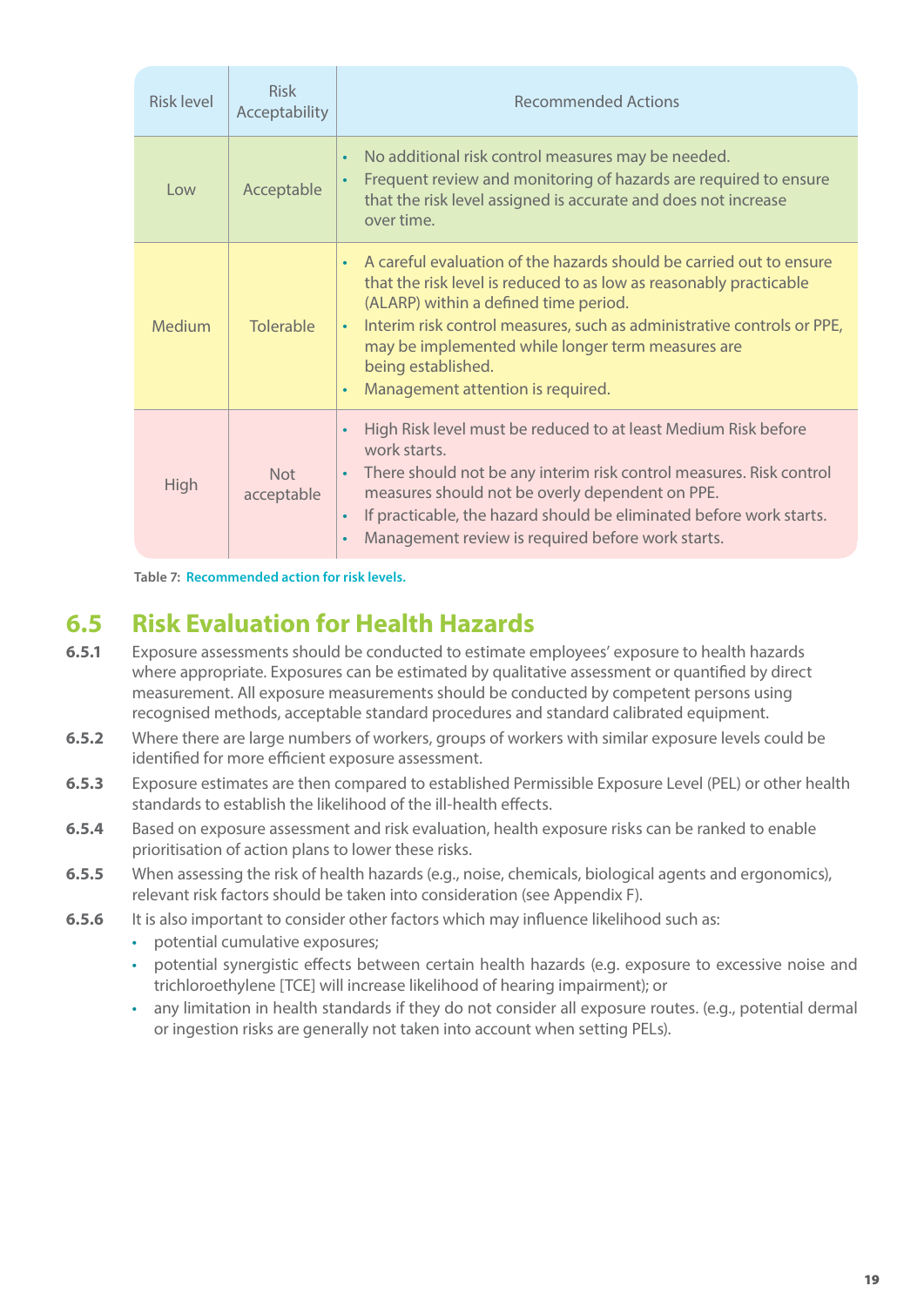| Risk level | Risk Acceptability | Recommended Actions |
|---|---|---|
| Low | Acceptable | • No additional risk control measures may be needed.<br>• Frequent review and monitoring of hazards are required to ensure that the risk level assigned is accurate and does not increase over time. |
| Medium | Tolerable | • A careful evaluation of the hazards should be carried out to ensure that the risk level is reduced to as low as reasonably practicable (ALARP) within a defined time period.<br>• Interim risk control measures, such as administrative controls or PPE, may be implemented while longer term measures are being established.<br>• Management attention is required. |
| High | Not acceptable | • High Risk level must be reduced to at least Medium Risk before work starts.<br>• There should not be any interim risk control measures. Risk control measures should not be overly dependent on PPE.<br>• If practicable, the hazard should be eliminated before work starts.<br>• Management review is required before work starts. |

**Table 7:** Recommended action for risk levels.

## 6.5 Risk Evaluation for Health Hazards

**6.5.1** Exposure assessments should be conducted to estimate employees' exposure to health hazards where appropriate. Exposures can be estimated by qualitative assessment or quantified by direct measurement. All exposure measurements should be conducted by competent persons using recognised methods, acceptable standard procedures and standard calibrated equipment.

**6.5.2** Where there are large numbers of workers, groups of workers with similar exposure levels could be identified for more efficient exposure assessment.

**6.5.3** Exposure estimates are then compared to established Permissible Exposure Level (PEL) or other health standards to establish the likelihood of the ill-health effects.

**6.5.4** Based on exposure assessment and risk evaluation, health exposure risks can be ranked to enable prioritisation of action plans to lower these risks.

**6.5.5** When assessing the risk of health hazards (e.g., noise, chemicals, biological agents and ergonomics), relevant risk factors should be taken into consideration (see Appendix F).

**6.5.6** It is also important to consider other factors which may influence likelihood such as:

- potential cumulative exposures;
- potential synergistic effects between certain health hazards (e.g. exposure to excessive noise and trichloroethylene [TCE] will increase likelihood of hearing impairment); or
- any limitation in health standards if they do not consider all exposure routes. (e.g., potential dermal or ingestion risks are generally not taken into account when setting PELs).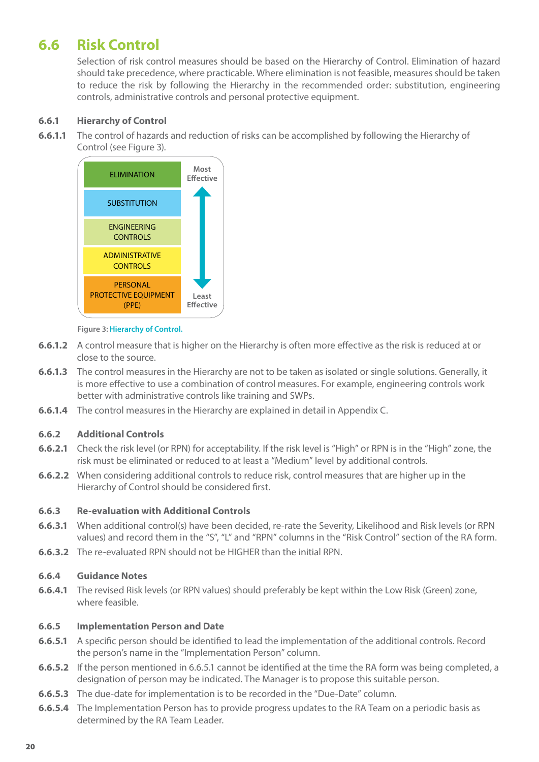## 6.6 Risk Control

Selection of risk control measures should be based on the Hierarchy of Control. Elimination of hazard should take precedence, where practicable. Where elimination is not feasible, measures should be taken to reduce the risk by following the Hierarchy in the recommended order: substitution, engineering controls, administrative controls and personal protective equipment.

### 6.6.1 Hierarchy of Control

**6.6.1.1** The control of hazards and reduction of risks can be accomplished by following the Hierarchy of Control (see Figure 3).

| Hierarchy | Effectiveness |
|---|---|
| ELIMINATION | Most Effective |
| SUBSTITUTION | ↑ |
| ENGINEERING CONTROLS | ↕ |
| ADMINISTRATIVE CONTROLS | ↓ |
| PERSONAL PROTECTIVE EQUIPMENT (PPE) | Least Effective |

Figure 3: Hierarchy of Control.

**6.6.1.2** A control measure that is higher on the Hierarchy is often more effective as the risk is reduced at or close to the source.

**6.6.1.3** The control measures in the Hierarchy are not to be taken as isolated or single solutions. Generally, it is more effective to use a combination of control measures. For example, engineering controls work better with administrative controls like training and SWPs.

**6.6.1.4** The control measures in the Hierarchy are explained in detail in Appendix C.

### 6.6.2 Additional Controls

**6.6.2.1** Check the risk level (or RPN) for acceptability. If the risk level is "High" or RPN is in the "High" zone, the risk must be eliminated or reduced to at least a "Medium" level by additional controls.

**6.6.2.2** When considering additional controls to reduce risk, control measures that are higher up in the Hierarchy of Control should be considered first.

### 6.6.3 Re-evaluation with Additional Controls

**6.6.3.1** When additional control(s) have been decided, re-rate the Severity, Likelihood and Risk levels (or RPN values) and record them in the "S", "L" and "RPN" columns in the "Risk Control" section of the RA form.

**6.6.3.2** The re-evaluated RPN should not be HIGHER than the initial RPN.

### 6.6.4 Guidance Notes

**6.6.4.1** The revised Risk levels (or RPN values) should preferably be kept within the Low Risk (Green) zone, where feasible.

### 6.6.5 Implementation Person and Date

**6.6.5.1** A specific person should be identified to lead the implementation of the additional controls. Record the person's name in the "Implementation Person" column.

**6.6.5.2** If the person mentioned in 6.6.5.1 cannot be identified at the time the RA form was being completed, a designation of person may be indicated. The Manager is to propose this suitable person.

**6.6.5.3** The due-date for implementation is to be recorded in the "Due-Date" column.

**6.6.5.4** The Implementation Person has to provide progress updates to the RA Team on a periodic basis as determined by the RA Team Leader.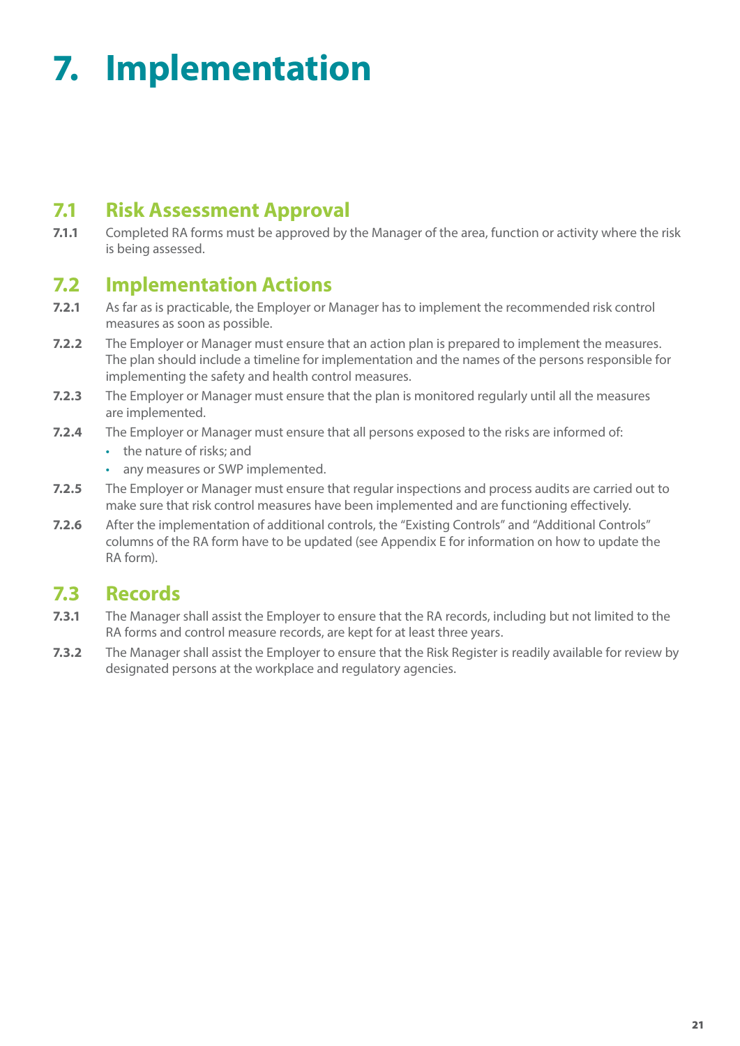# 7. Implementation

## 7.1 Risk Assessment Approval

**7.1.1** Completed RA forms must be approved by the Manager of the area, function or activity where the risk is being assessed.

## 7.2 Implementation Actions

**7.2.1** As far as is practicable, the Employer or Manager has to implement the recommended risk control measures as soon as possible.

**7.2.2** The Employer or Manager must ensure that an action plan is prepared to implement the measures. The plan should include a timeline for implementation and the names of the persons responsible for implementing the safety and health control measures.

**7.2.3** The Employer or Manager must ensure that the plan is monitored regularly until all the measures are implemented.

**7.2.4** The Employer or Manager must ensure that all persons exposed to the risks are informed of:

- the nature of risks; and
- any measures or SWP implemented.

**7.2.5** The Employer or Manager must ensure that regular inspections and process audits are carried out to make sure that risk control measures have been implemented and are functioning effectively.

**7.2.6** After the implementation of additional controls, the "Existing Controls" and "Additional Controls" columns of the RA form have to be updated (see Appendix E for information on how to update the RA form).

## 7.3 Records

**7.3.1** The Manager shall assist the Employer to ensure that the RA records, including but not limited to the RA forms and control measure records, are kept for at least three years.

**7.3.2** The Manager shall assist the Employer to ensure that the Risk Register is readily available for review by designated persons at the workplace and regulatory agencies.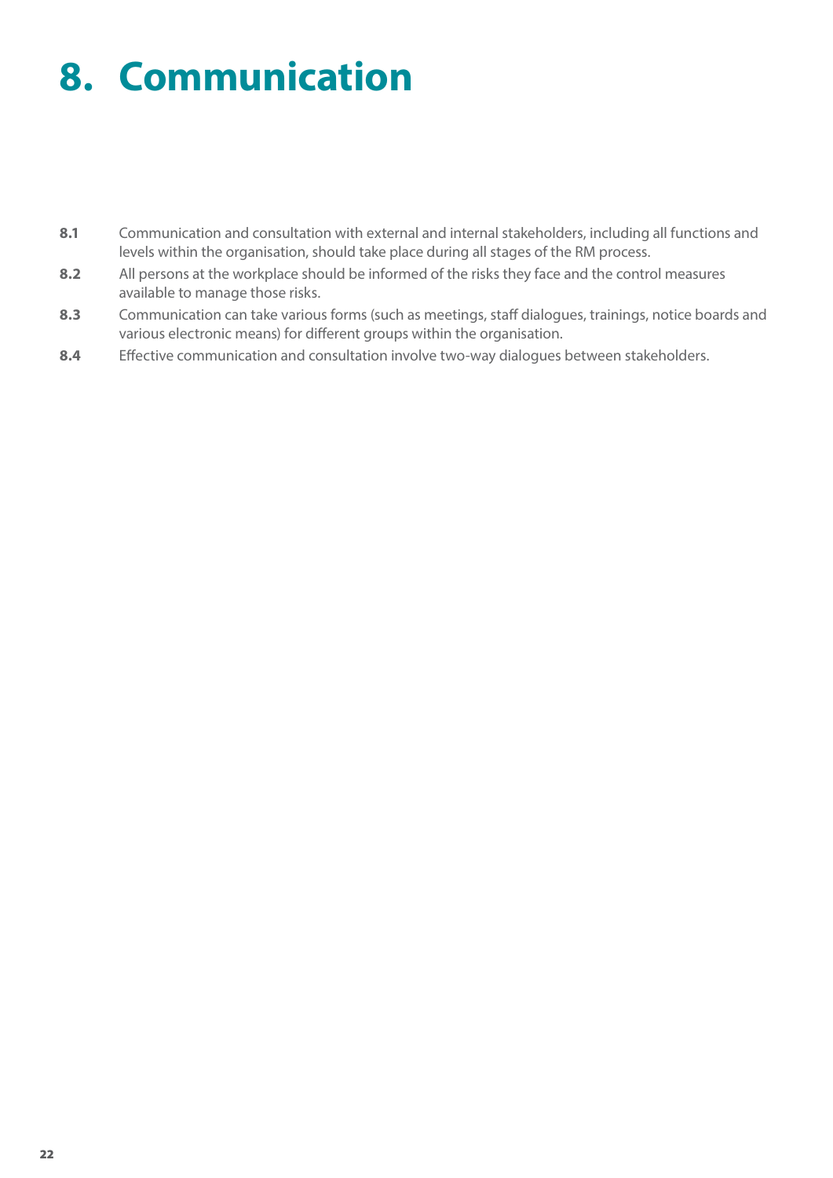# 8. Communication

**8.1** Communication and consultation with external and internal stakeholders, including all functions and levels within the organisation, should take place during all stages of the RM process.

**8.2** All persons at the workplace should be informed of the risks they face and the control measures available to manage those risks.

**8.3** Communication can take various forms (such as meetings, staff dialogues, trainings, notice boards and various electronic means) for different groups within the organisation.

**8.4** Effective communication and consultation involve two-way dialogues between stakeholders.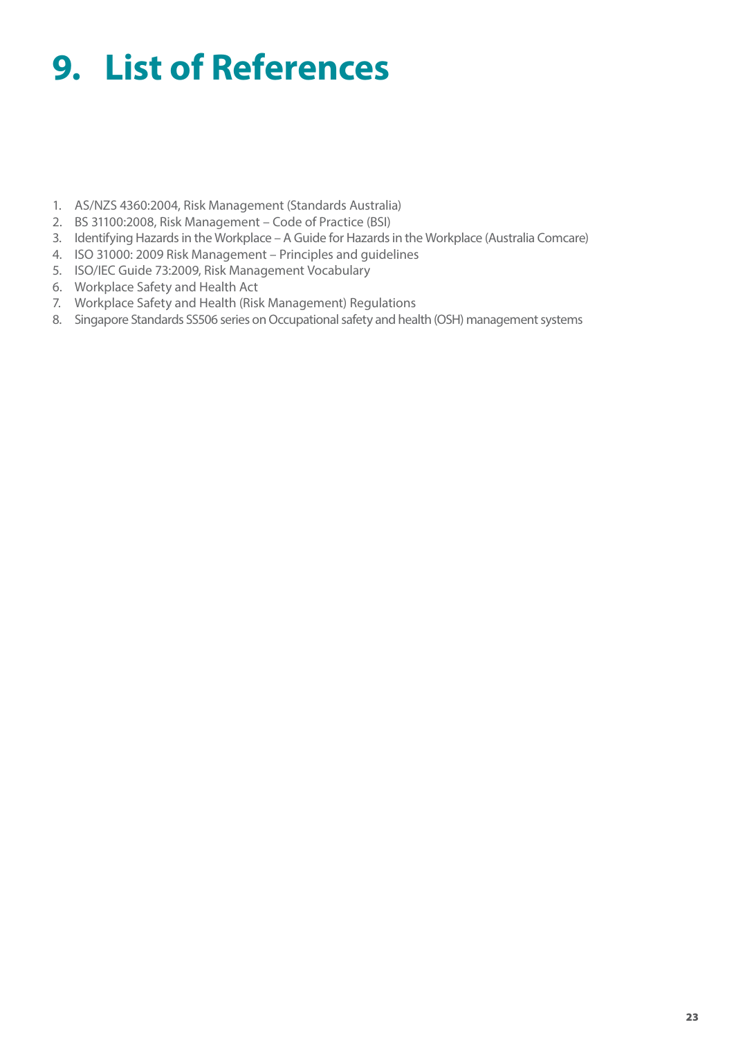# 9. List of References

1. AS/NZS 4360:2004, Risk Management (Standards Australia)
2. BS 31100:2008, Risk Management – Code of Practice (BSI)
3. Identifying Hazards in the Workplace – A Guide for Hazards in the Workplace (Australia Comcare)
4. ISO 31000: 2009 Risk Management – Principles and guidelines
5. ISO/IEC Guide 73:2009, Risk Management Vocabulary
6. Workplace Safety and Health Act
7. Workplace Safety and Health (Risk Management) Regulations
8. Singapore Standards SS506 series on Occupational safety and health (OSH) management systems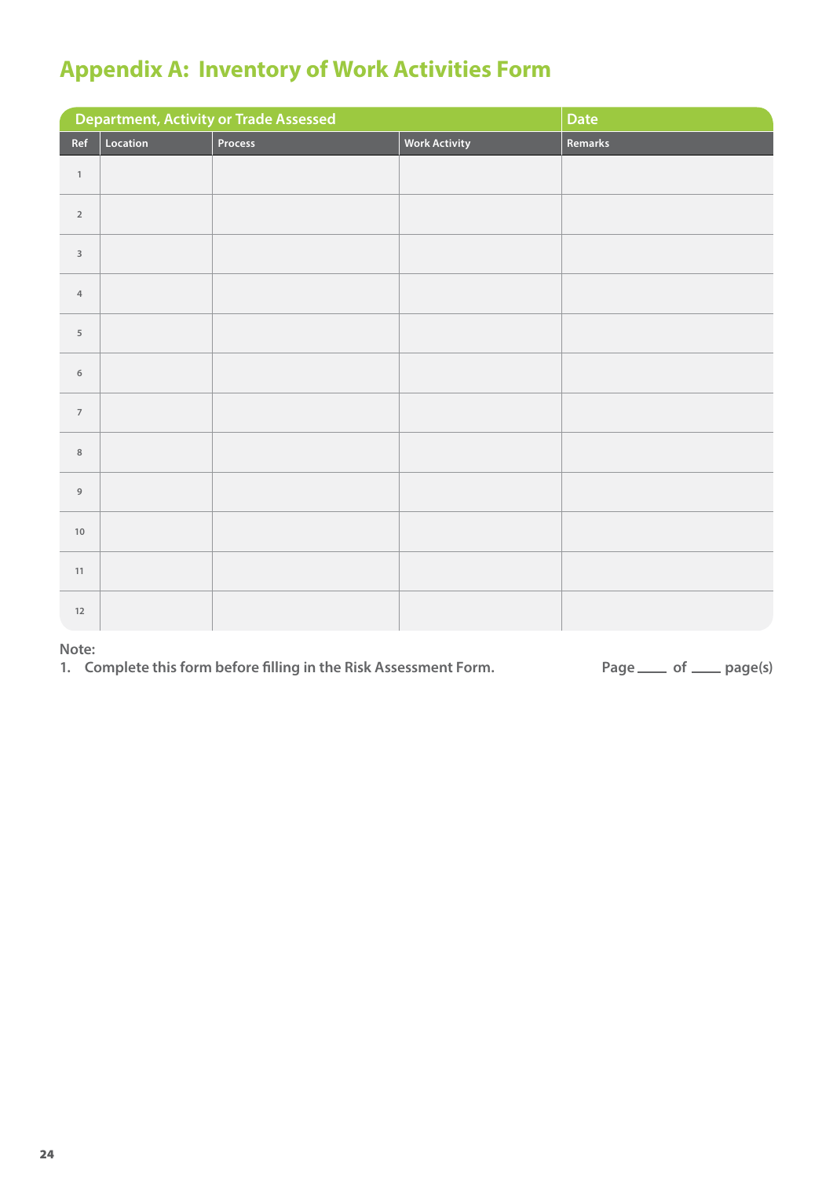## Appendix A: Inventory of Work Activities Form

| Department, Activity or Trade Assessed | | | | Date |
|---|---|---|---|---|
| **Ref** | **Location** | **Process** | **Work Activity** | **Remarks** |
| 1 | | | | |
| 2 | | | | |
| 3 | | | | |
| 4 | | | | |
| 5 | | | | |
| 6 | | | | |
| 7 | | | | |
| 8 | | | | |
| 9 | | | | |
| 10 | | | | |
| 11 | | | | |
| 12 | | | | |

**Note:**

1. **Complete this form before filling in the Risk Assessment Form.**

**Page ____ of ____ page(s)**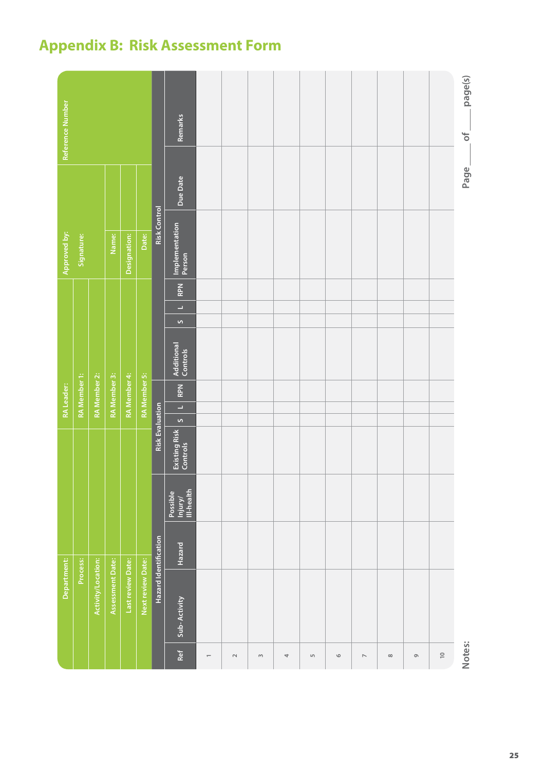# Appendix B: Risk Assessment Form

| Department: | | RA Leader: | | Approved by: | | Reference Number |
|---|---|---|---|---|---|---|
| Process: | | RA Member 1: | | Signature: | | |
| Activity/Location: | | RA Member 2: | | | | |
| Assessment Date: | | RA Member 3: | | Name: | | |
| Last review Date: | | RA Member 4: | | Designation: | | |
| Next review Date: | | RA Member 5: | | Date: | | |

| | Hazard Identification | | | Risk Evaluation | | | | | | | | Risk Control | | |
|---|---|---|---|---|---|---|---|---|---|---|---|---|---|---|
| Ref | Sub-Activity | Hazard | Possible Injury/ Ill-health | Existing Risk Controls | S | L | RPN | Additional Controls | S | L | RPN | Implementation Person | Due Date | Remarks |
| 1 | | | | | | | | | | | | | | |
| 2 | | | | | | | | | | | | | | |
| 3 | | | | | | | | | | | | | | |
| 4 | | | | | | | | | | | | | | |
| 5 | | | | | | | | | | | | | | |
| 6 | | | | | | | | | | | | | | |
| 7 | | | | | | | | | | | | | | |
| 8 | | | | | | | | | | | | | | |
| 9 | | | | | | | | | | | | | | |
| 10 | | | | | | | | | | | | | | |

Notes:

Page \_\_\_\_ of \_\_\_\_ page(s)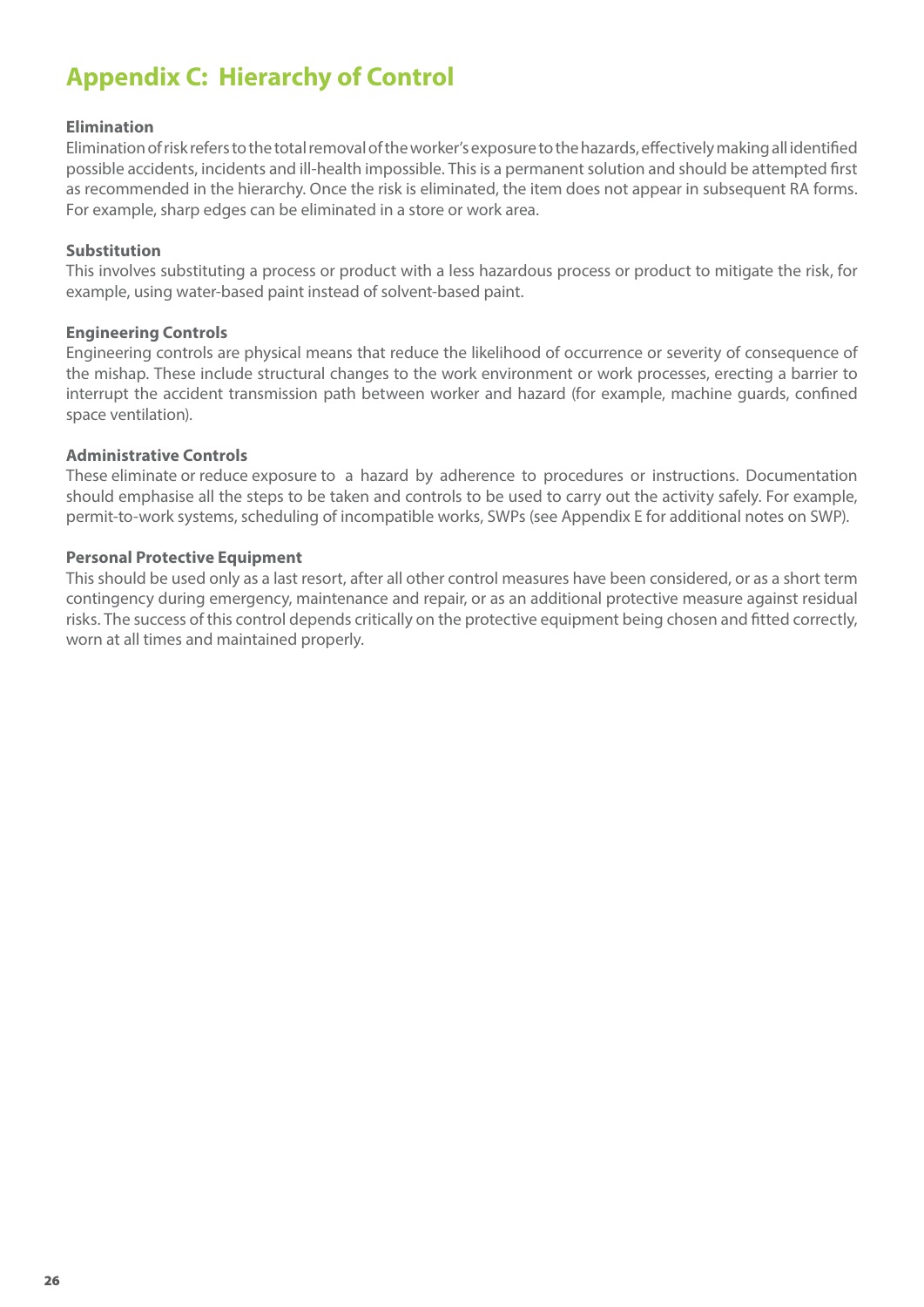# Appendix C: Hierarchy of Control

**Elimination**

Elimination of risk refers to the total removal of the worker's exposure to the hazards, effectively making all identified possible accidents, incidents and ill-health impossible. This is a permanent solution and should be attempted first as recommended in the hierarchy. Once the risk is eliminated, the item does not appear in subsequent RA forms. For example, sharp edges can be eliminated in a store or work area.

**Substitution**

This involves substituting a process or product with a less hazardous process or product to mitigate the risk, for example, using water-based paint instead of solvent-based paint.

**Engineering Controls**

Engineering controls are physical means that reduce the likelihood of occurrence or severity of consequence of the mishap. These include structural changes to the work environment or work processes, erecting a barrier to interrupt the accident transmission path between worker and hazard (for example, machine guards, confined space ventilation).

**Administrative Controls**

These eliminate or reduce exposure to a hazard by adherence to procedures or instructions. Documentation should emphasise all the steps to be taken and controls to be used to carry out the activity safely. For example, permit-to-work systems, scheduling of incompatible works, SWPs (see Appendix E for additional notes on SWP).

**Personal Protective Equipment**

This should be used only as a last resort, after all other control measures have been considered, or as a short term contingency during emergency, maintenance and repair, or as an additional protective measure against residual risks. The success of this control depends critically on the protective equipment being chosen and fitted correctly, worn at all times and maintained properly.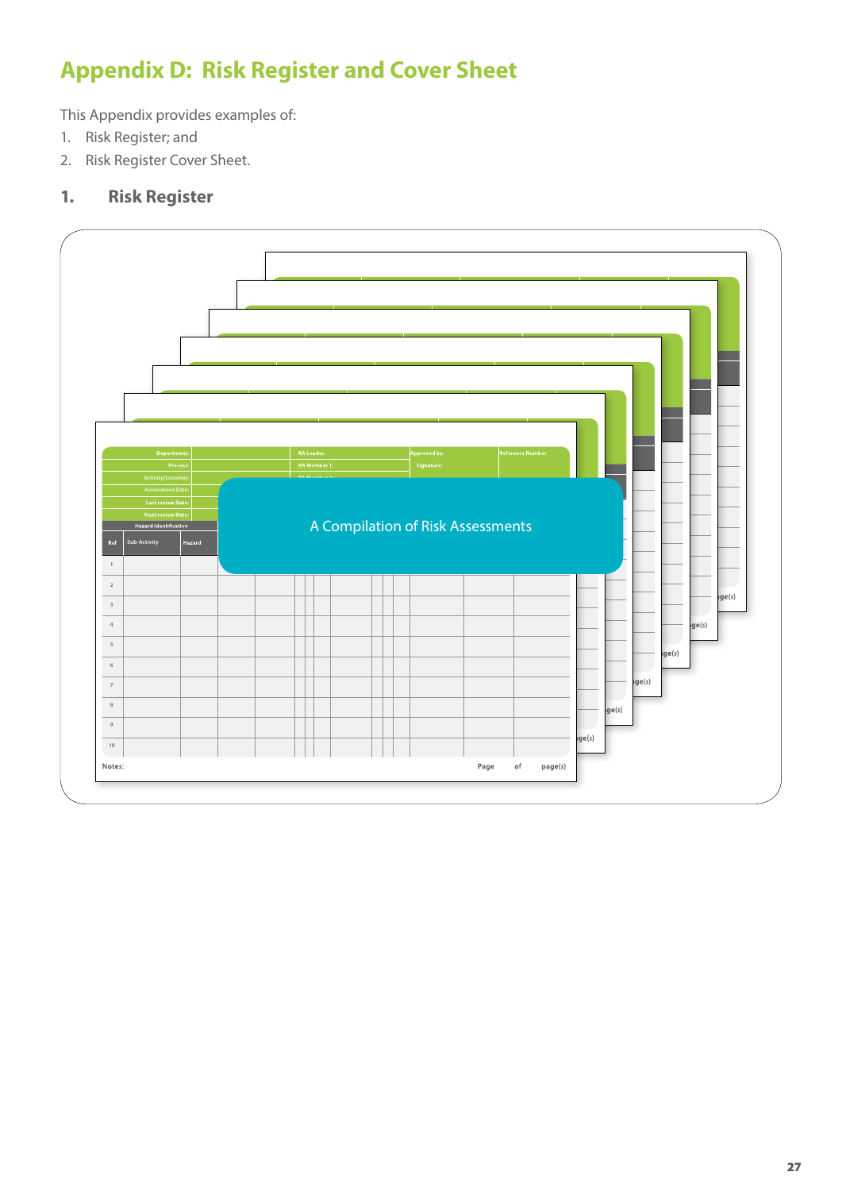# Appendix D: Risk Register and Cover Sheet

This Appendix provides examples of:

1. Risk Register; and
2. Risk Register Cover Sheet.

## 1. Risk Register

A Compilation of Risk Assessments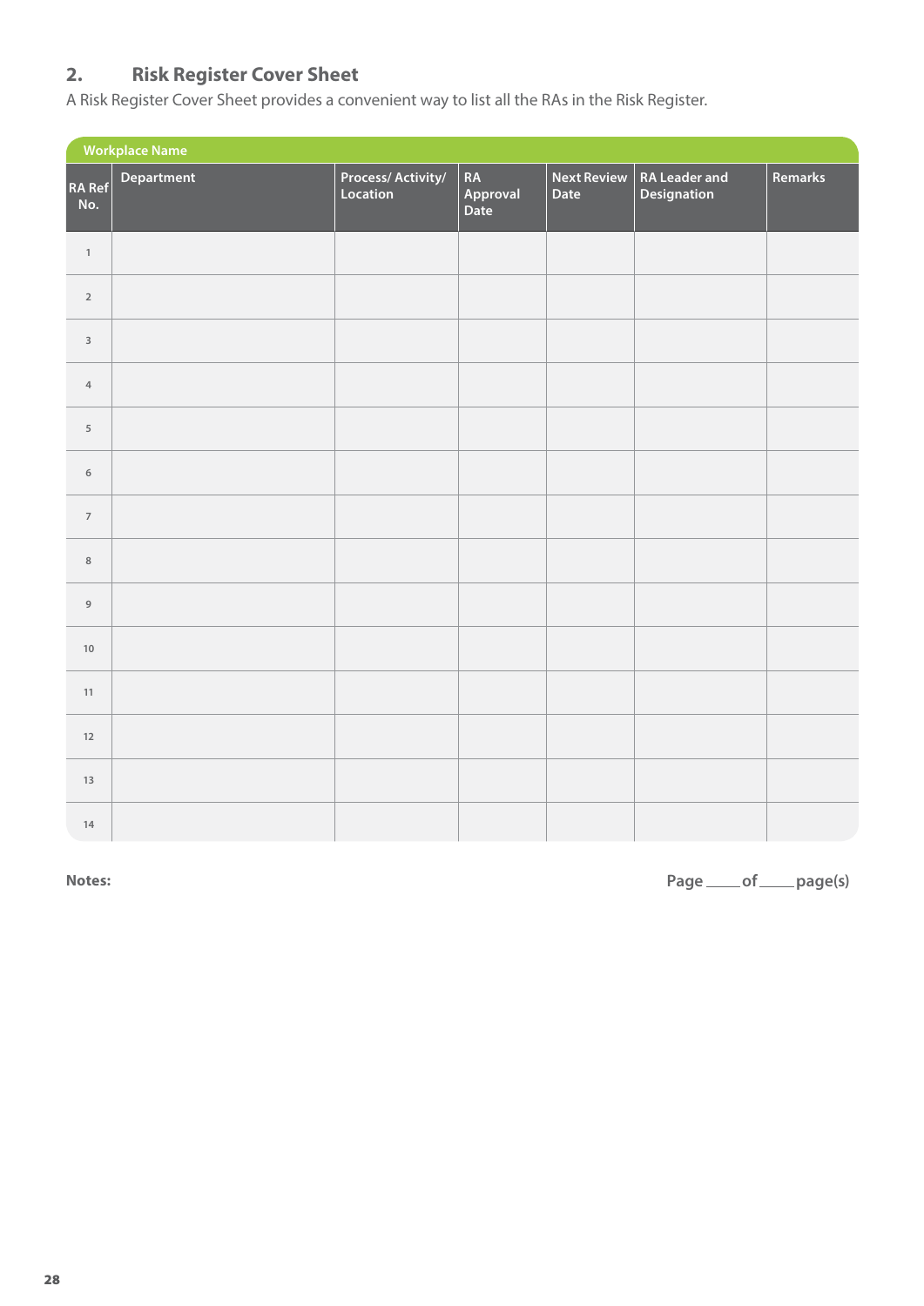## 2. Risk Register Cover Sheet

A Risk Register Cover Sheet provides a convenient way to list all the RAs in the Risk Register.

| Workplace Name | | | | | | |
|---|---|---|---|---|---|---|
| **RA Ref No.** | **Department** | **Process/ Activity/ Location** | **RA Approval Date** | **Next Review Date** | **RA Leader and Designation** | **Remarks** |
| 1 | | | | | | |
| 2 | | | | | | |
| 3 | | | | | | |
| 4 | | | | | | |
| 5 | | | | | | |
| 6 | | | | | | |
| 7 | | | | | | |
| 8 | | | | | | |
| 9 | | | | | | |
| 10 | | | | | | |
| 11 | | | | | | |
| 12 | | | | | | |
| 13 | | | | | | |
| 14 | | | | | | |

**Notes:**

**Page \_\_\_\_ of \_\_\_\_ page(s)**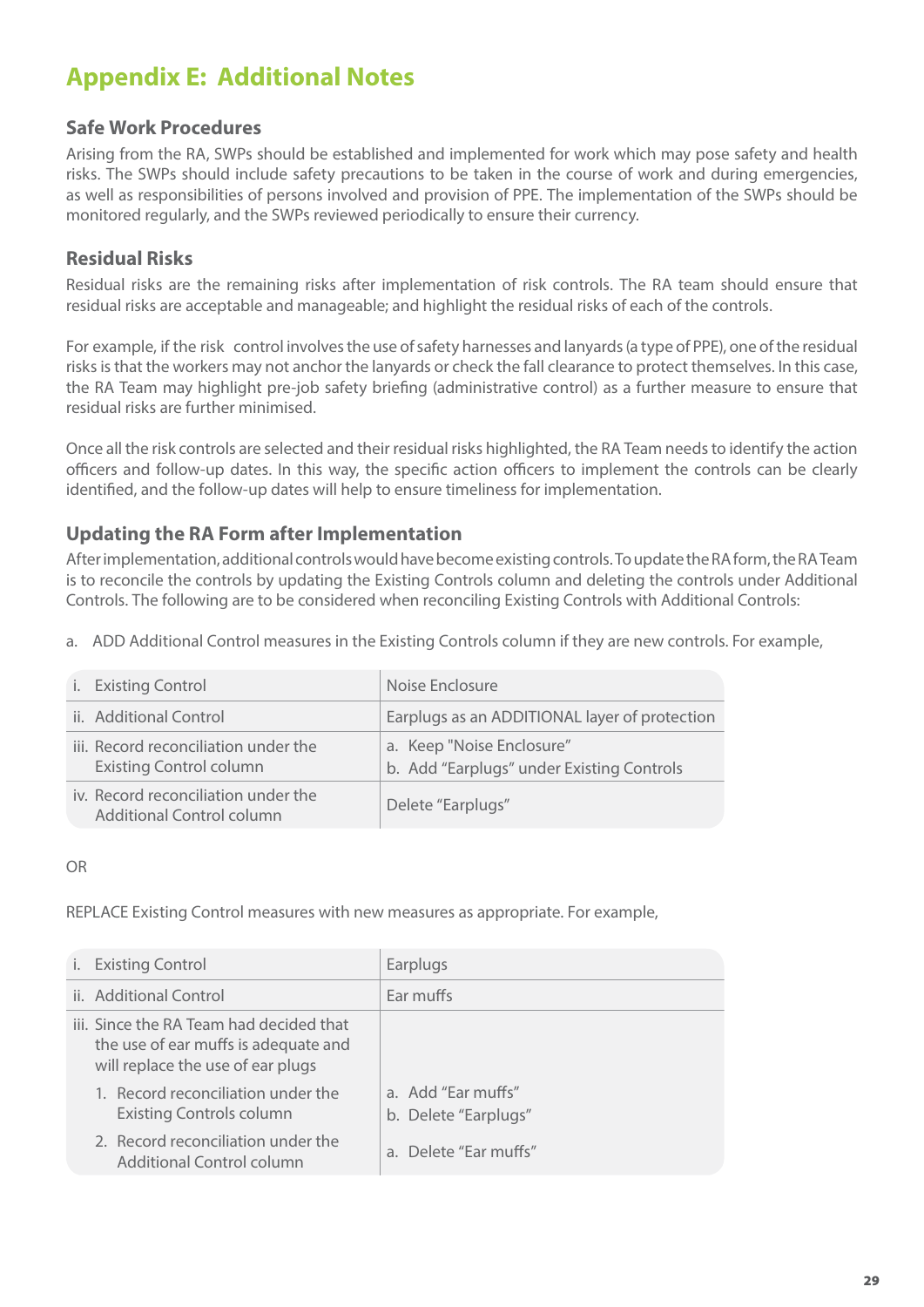# Appendix E: Additional Notes

## Safe Work Procedures

Arising from the RA, SWPs should be established and implemented for work which may pose safety and health risks. The SWPs should include safety precautions to be taken in the course of work and during emergencies, as well as responsibilities of persons involved and provision of PPE. The implementation of the SWPs should be monitored regularly, and the SWPs reviewed periodically to ensure their currency.

## Residual Risks

Residual risks are the remaining risks after implementation of risk controls. The RA team should ensure that residual risks are acceptable and manageable; and highlight the residual risks of each of the controls.

For example, if the risk control involves the use of safety harnesses and lanyards (a type of PPE), one of the residual risks is that the workers may not anchor the lanyards or check the fall clearance to protect themselves. In this case, the RA Team may highlight pre-job safety briefing (administrative control) as a further measure to ensure that residual risks are further minimised.

Once all the risk controls are selected and their residual risks highlighted, the RA Team needs to identify the action officers and follow-up dates. In this way, the specific action officers to implement the controls can be clearly identified, and the follow-up dates will help to ensure timeliness for implementation.

## Updating the RA Form after Implementation

After implementation, additional controls would have become existing controls. To update the RA form, the RA Team is to reconcile the controls by updating the Existing Controls column and deleting the controls under Additional Controls. The following are to be considered when reconciling Existing Controls with Additional Controls:

a. ADD Additional Control measures in the Existing Controls column if they are new controls. For example,

| | |
|---|---|
| i. Existing Control | Noise Enclosure |
| ii. Additional Control | Earplugs as an ADDITIONAL layer of protection |
| iii. Record reconciliation under the Existing Control column | a. Keep "Noise Enclosure"<br>b. Add "Earplugs" under Existing Controls |
| iv. Record reconciliation under the Additional Control column | Delete "Earplugs" |

OR

REPLACE Existing Control measures with new measures as appropriate. For example,

| | |
|---|---|
| i. Existing Control | Earplugs |
| ii. Additional Control | Ear muffs |
| iii. Since the RA Team had decided that the use of ear muffs is adequate and will replace the use of ear plugs | |
| 1. Record reconciliation under the Existing Controls column | a. Add "Ear muffs"<br>b. Delete "Earplugs" |
| 2. Record reconciliation under the Additional Control column | a. Delete "Ear muffs" |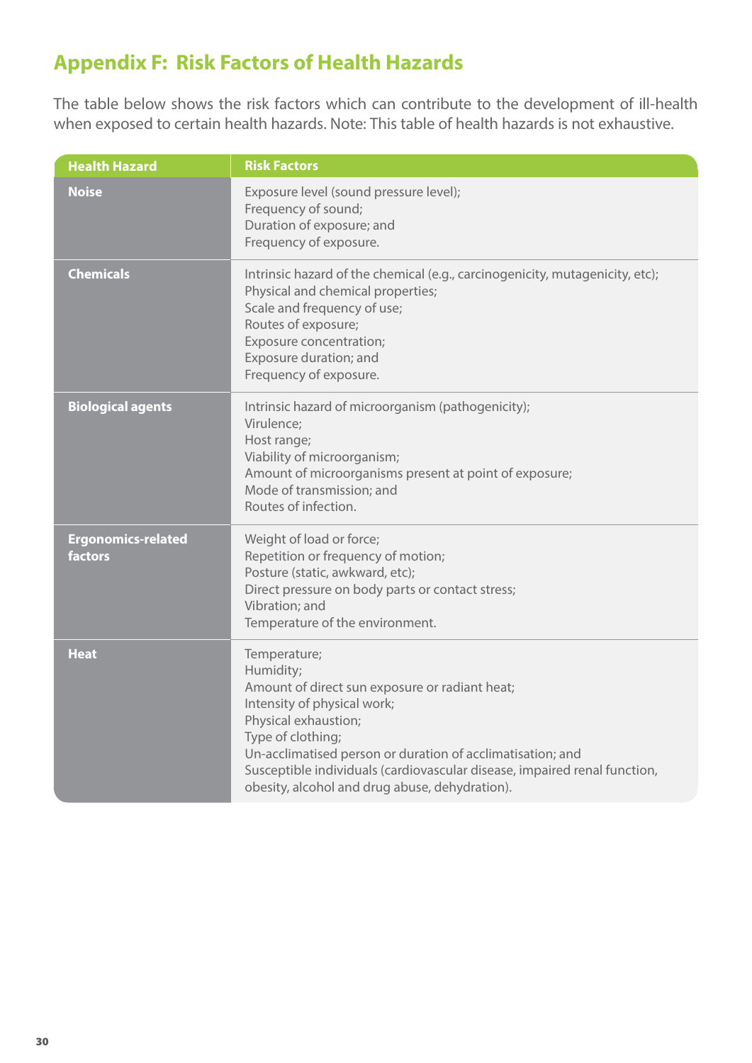## Appendix F: Risk Factors of Health Hazards

The table below shows the risk factors which can contribute to the development of ill-health when exposed to certain health hazards. Note: This table of health hazards is not exhaustive.

| Health Hazard | Risk Factors |
| --- | --- |
| **Noise** | Exposure level (sound pressure level);<br>Frequency of sound;<br>Duration of exposure; and<br>Frequency of exposure. |
| **Chemicals** | Intrinsic hazard of the chemical (e.g., carcinogenicity, mutagenicity, etc);<br>Physical and chemical properties;<br>Scale and frequency of use;<br>Routes of exposure;<br>Exposure concentration;<br>Exposure duration; and<br>Frequency of exposure. |
| **Biological agents** | Intrinsic hazard of microorganism (pathogenicity);<br>Virulence;<br>Host range;<br>Viability of microorganism;<br>Amount of microorganisms present at point of exposure;<br>Mode of transmission; and<br>Routes of infection. |
| **Ergonomics-related factors** | Weight of load or force;<br>Repetition or frequency of motion;<br>Posture (static, awkward, etc);<br>Direct pressure on body parts or contact stress;<br>Vibration; and<br>Temperature of the environment. |
| **Heat** | Temperature;<br>Humidity;<br>Amount of direct sun exposure or radiant heat;<br>Intensity of physical work;<br>Physical exhaustion;<br>Type of clothing;<br>Un-acclimatised person or duration of acclimatisation; and<br>Susceptible individuals (cardiovascular disease, impaired renal function, obesity, alcohol and drug abuse, dehydration). |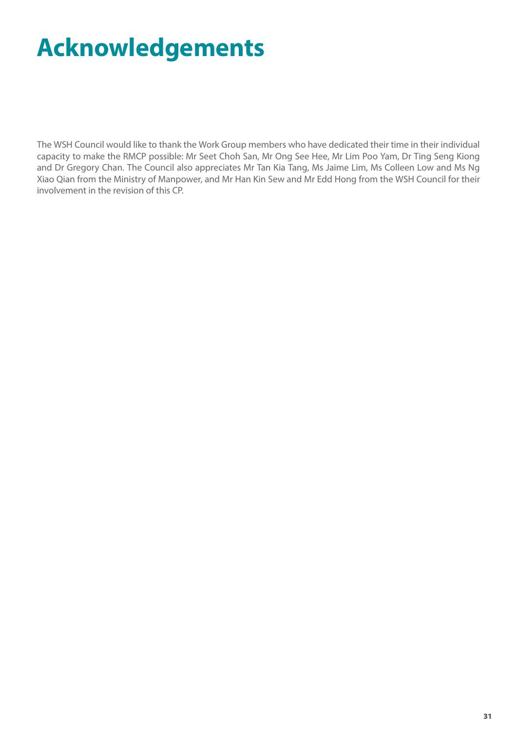# Acknowledgements

The WSH Council would like to thank the Work Group members who have dedicated their time in their individual capacity to make the RMCP possible: Mr Seet Choh San, Mr Ong See Hee, Mr Lim Poo Yam, Dr Ting Seng Kiong and Dr Gregory Chan. The Council also appreciates Mr Tan Kia Tang, Ms Jaime Lim, Ms Colleen Low and Ms Ng Xiao Qian from the Ministry of Manpower, and Mr Han Kin Sew and Mr Edd Hong from the WSH Council for their involvement in the revision of this CP.